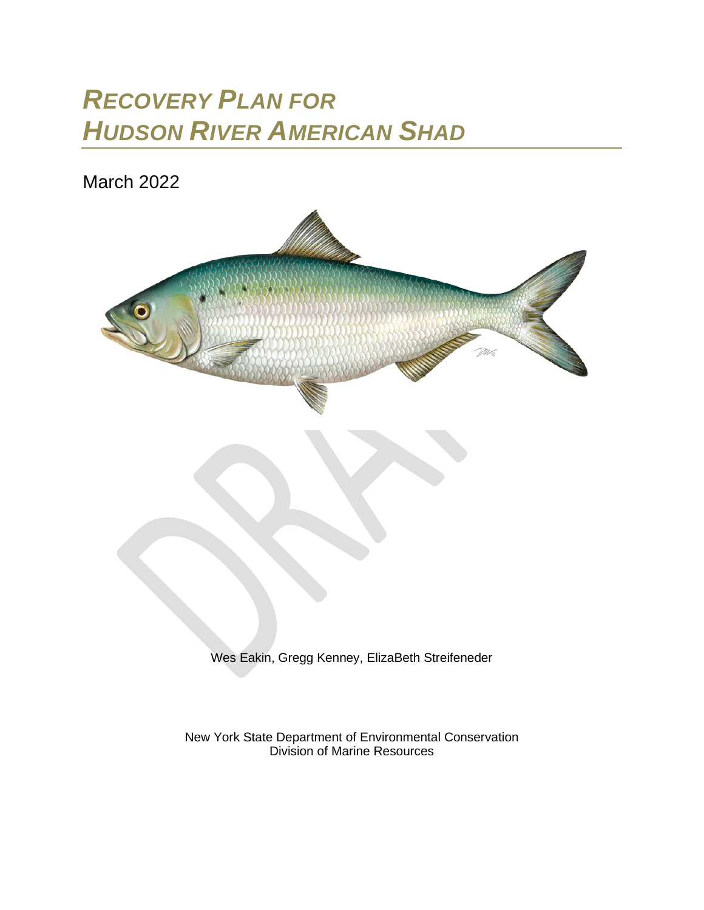# *RECOVERY PLAN FOR HUDSON RIVER AMERICAN SHAD*

March 2022

Wes Eakin, Gregg Kenney, ElizaBeth Streifeneder

New York State Department of Environmental Conservation
Division of Marine Resources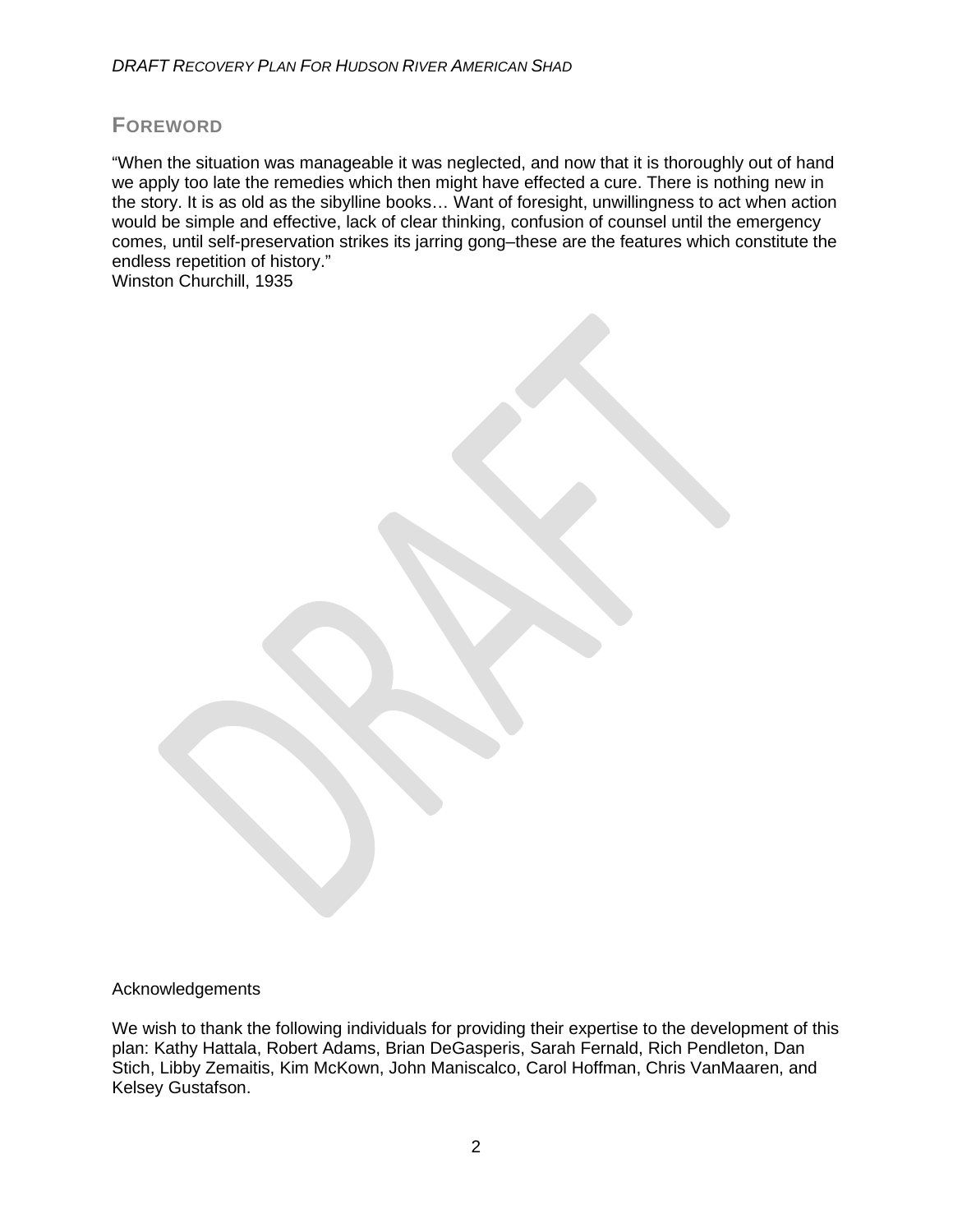# FOREWORD

"When the situation was manageable it was neglected, and now that it is thoroughly out of hand we apply too late the remedies which then might have effected a cure. There is nothing new in the story. It is as old as the sibylline books… Want of foresight, unwillingness to act when action would be simple and effective, lack of clear thinking, confusion of counsel until the emergency comes, until self-preservation strikes its jarring gong–these are the features which constitute the endless repetition of history."
Winston Churchill, 1935

Acknowledgements

We wish to thank the following individuals for providing their expertise to the development of this plan: Kathy Hattala, Robert Adams, Brian DeGasperis, Sarah Fernald, Rich Pendleton, Dan Stich, Libby Zemaitis, Kim McKown, John Maniscalco, Carol Hoffman, Chris VanMaaren, and Kelsey Gustafson.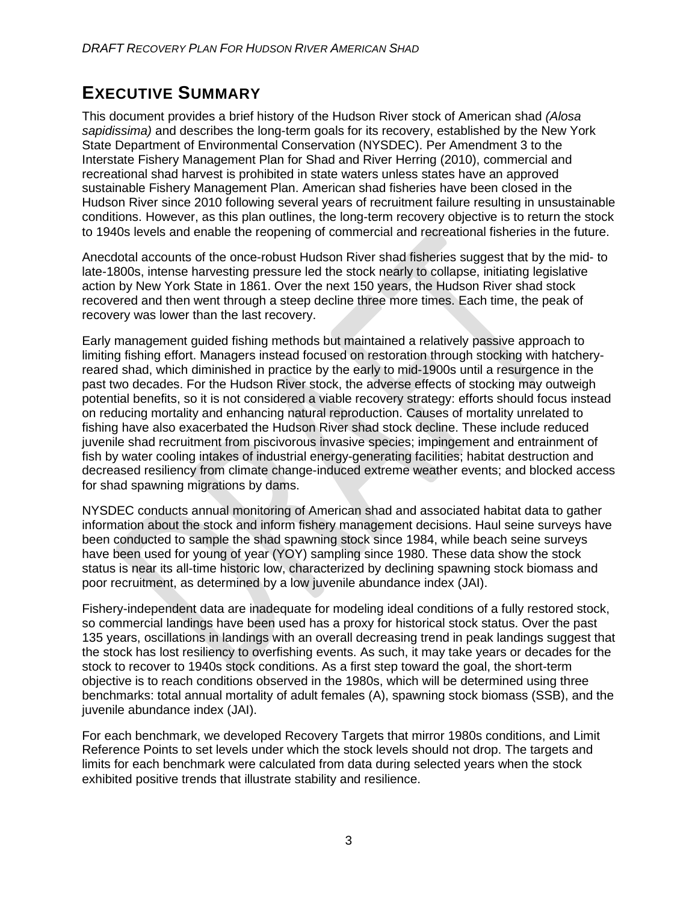# EXECUTIVE SUMMARY

This document provides a brief history of the Hudson River stock of American shad *(Alosa sapidissima)* and describes the long-term goals for its recovery, established by the New York State Department of Environmental Conservation (NYSDEC). Per Amendment 3 to the Interstate Fishery Management Plan for Shad and River Herring (2010), commercial and recreational shad harvest is prohibited in state waters unless states have an approved sustainable Fishery Management Plan. American shad fisheries have been closed in the Hudson River since 2010 following several years of recruitment failure resulting in unsustainable conditions. However, as this plan outlines, the long-term recovery objective is to return the stock to 1940s levels and enable the reopening of commercial and recreational fisheries in the future.

Anecdotal accounts of the once-robust Hudson River shad fisheries suggest that by the mid- to late-1800s, intense harvesting pressure led the stock nearly to collapse, initiating legislative action by New York State in 1861. Over the next 150 years, the Hudson River shad stock recovered and then went through a steep decline three more times. Each time, the peak of recovery was lower than the last recovery.

Early management guided fishing methods but maintained a relatively passive approach to limiting fishing effort. Managers instead focused on restoration through stocking with hatchery-reared shad, which diminished in practice by the early to mid-1900s until a resurgence in the past two decades. For the Hudson River stock, the adverse effects of stocking may outweigh potential benefits, so it is not considered a viable recovery strategy: efforts should focus instead on reducing mortality and enhancing natural reproduction. Causes of mortality unrelated to fishing have also exacerbated the Hudson River shad stock decline. These include reduced juvenile shad recruitment from piscivorous invasive species; impingement and entrainment of fish by water cooling intakes of industrial energy-generating facilities; habitat destruction and decreased resiliency from climate change-induced extreme weather events; and blocked access for shad spawning migrations by dams.

NYSDEC conducts annual monitoring of American shad and associated habitat data to gather information about the stock and inform fishery management decisions. Haul seine surveys have been conducted to sample the shad spawning stock since 1984, while beach seine surveys have been used for young of year (YOY) sampling since 1980. These data show the stock status is near its all-time historic low, characterized by declining spawning stock biomass and poor recruitment, as determined by a low juvenile abundance index (JAI).

Fishery-independent data are inadequate for modeling ideal conditions of a fully restored stock, so commercial landings have been used has a proxy for historical stock status. Over the past 135 years, oscillations in landings with an overall decreasing trend in peak landings suggest that the stock has lost resiliency to overfishing events. As such, it may take years or decades for the stock to recover to 1940s stock conditions. As a first step toward the goal, the short-term objective is to reach conditions observed in the 1980s, which will be determined using three benchmarks: total annual mortality of adult females (A), spawning stock biomass (SSB), and the juvenile abundance index (JAI).

For each benchmark, we developed Recovery Targets that mirror 1980s conditions, and Limit Reference Points to set levels under which the stock levels should not drop. The targets and limits for each benchmark were calculated from data during selected years when the stock exhibited positive trends that illustrate stability and resilience.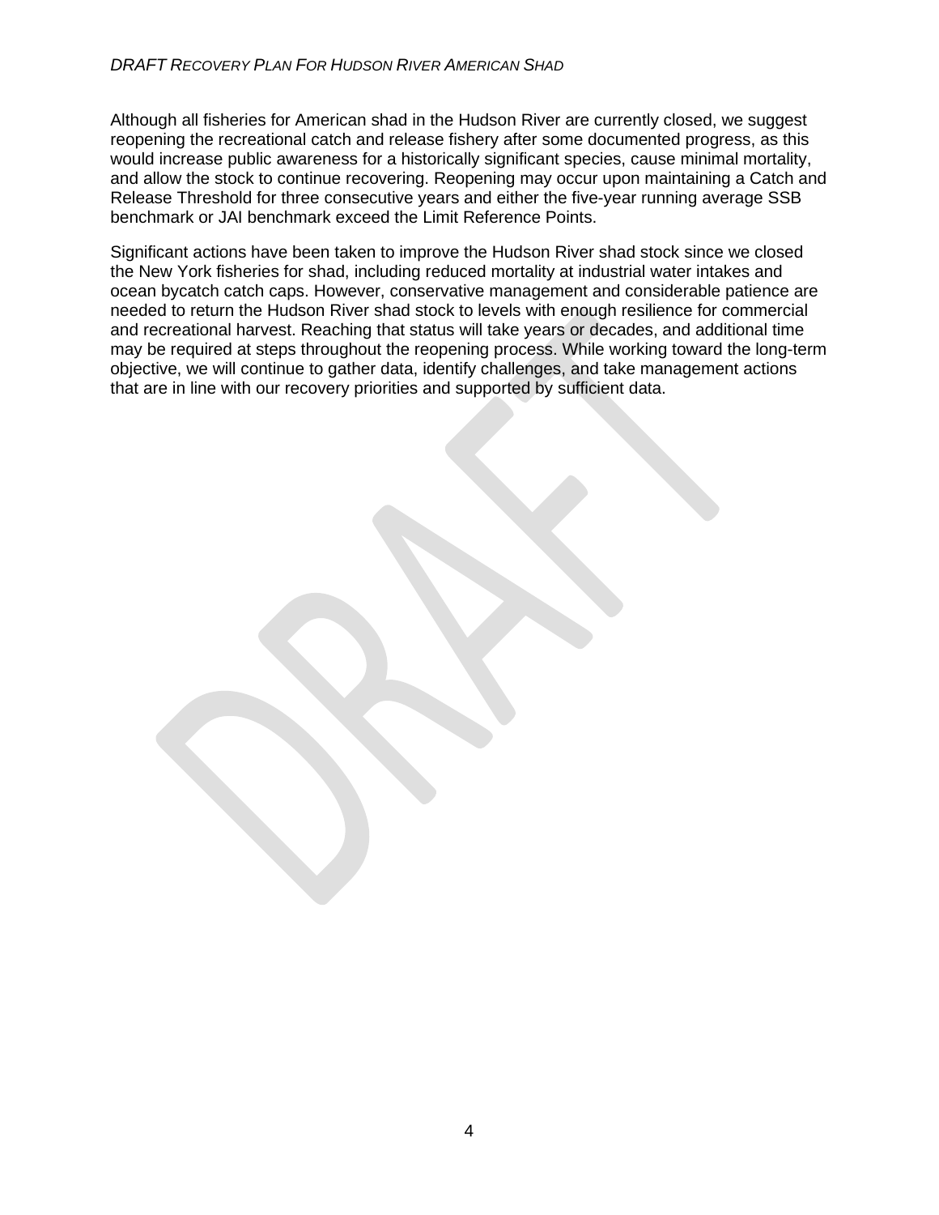Although all fisheries for American shad in the Hudson River are currently closed, we suggest reopening the recreational catch and release fishery after some documented progress, as this would increase public awareness for a historically significant species, cause minimal mortality, and allow the stock to continue recovering. Reopening may occur upon maintaining a Catch and Release Threshold for three consecutive years and either the five-year running average SSB benchmark or JAI benchmark exceed the Limit Reference Points.

Significant actions have been taken to improve the Hudson River shad stock since we closed the New York fisheries for shad, including reduced mortality at industrial water intakes and ocean bycatch catch caps. However, conservative management and considerable patience are needed to return the Hudson River shad stock to levels with enough resilience for commercial and recreational harvest. Reaching that status will take years or decades, and additional time may be required at steps throughout the reopening process. While working toward the long-term objective, we will continue to gather data, identify challenges, and take management actions that are in line with our recovery priorities and supported by sufficient data.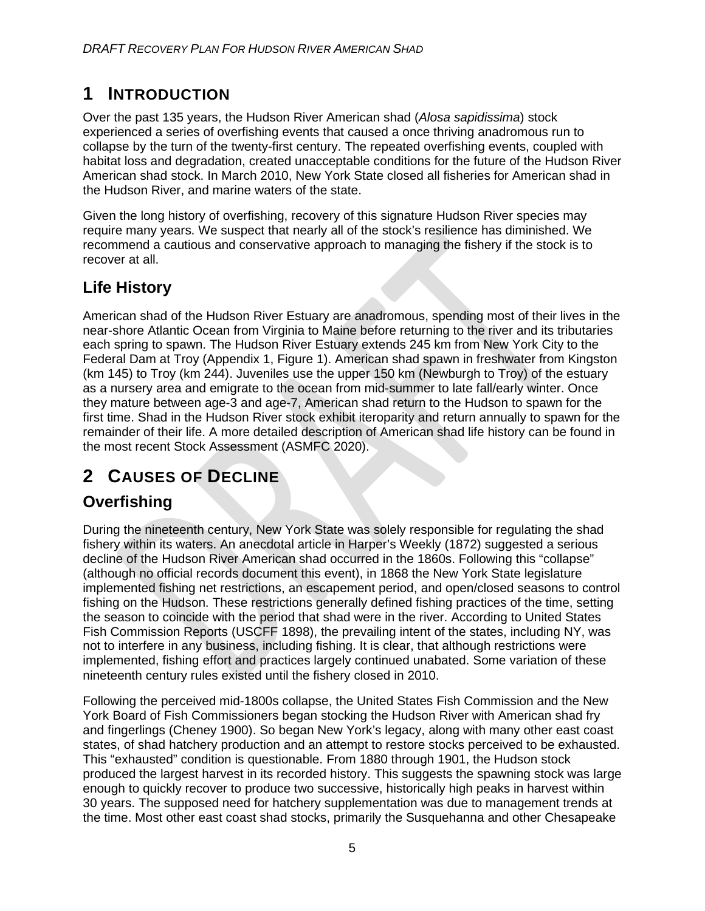# 1 INTRODUCTION

Over the past 135 years, the Hudson River American shad (*Alosa sapidissima*) stock experienced a series of overfishing events that caused a once thriving anadromous run to collapse by the turn of the twenty-first century. The repeated overfishing events, coupled with habitat loss and degradation, created unacceptable conditions for the future of the Hudson River American shad stock. In March 2010, New York State closed all fisheries for American shad in the Hudson River, and marine waters of the state.

Given the long history of overfishing, recovery of this signature Hudson River species may require many years. We suspect that nearly all of the stock's resilience has diminished. We recommend a cautious and conservative approach to managing the fishery if the stock is to recover at all.

## Life History

American shad of the Hudson River Estuary are anadromous, spending most of their lives in the near-shore Atlantic Ocean from Virginia to Maine before returning to the river and its tributaries each spring to spawn. The Hudson River Estuary extends 245 km from New York City to the Federal Dam at Troy (Appendix 1, Figure 1). American shad spawn in freshwater from Kingston (km 145) to Troy (km 244). Juveniles use the upper 150 km (Newburgh to Troy) of the estuary as a nursery area and emigrate to the ocean from mid-summer to late fall/early winter. Once they mature between age-3 and age-7, American shad return to the Hudson to spawn for the first time. Shad in the Hudson River stock exhibit iteroparity and return annually to spawn for the remainder of their life. A more detailed description of American shad life history can be found in the most recent Stock Assessment (ASMFC 2020).

# 2 CAUSES OF DECLINE

## Overfishing

During the nineteenth century, New York State was solely responsible for regulating the shad fishery within its waters. An anecdotal article in Harper's Weekly (1872) suggested a serious decline of the Hudson River American shad occurred in the 1860s. Following this "collapse" (although no official records document this event), in 1868 the New York State legislature implemented fishing net restrictions, an escapement period, and open/closed seasons to control fishing on the Hudson. These restrictions generally defined fishing practices of the time, setting the season to coincide with the period that shad were in the river. According to United States Fish Commission Reports (USCFF 1898), the prevailing intent of the states, including NY, was not to interfere in any business, including fishing. It is clear, that although restrictions were implemented, fishing effort and practices largely continued unabated. Some variation of these nineteenth century rules existed until the fishery closed in 2010.

Following the perceived mid-1800s collapse, the United States Fish Commission and the New York Board of Fish Commissioners began stocking the Hudson River with American shad fry and fingerlings (Cheney 1900). So began New York's legacy, along with many other east coast states, of shad hatchery production and an attempt to restore stocks perceived to be exhausted. This "exhausted" condition is questionable. From 1880 through 1901, the Hudson stock produced the largest harvest in its recorded history. This suggests the spawning stock was large enough to quickly recover to produce two successive, historically high peaks in harvest within 30 years. The supposed need for hatchery supplementation was due to management trends at the time. Most other east coast shad stocks, primarily the Susquehanna and other Chesapeake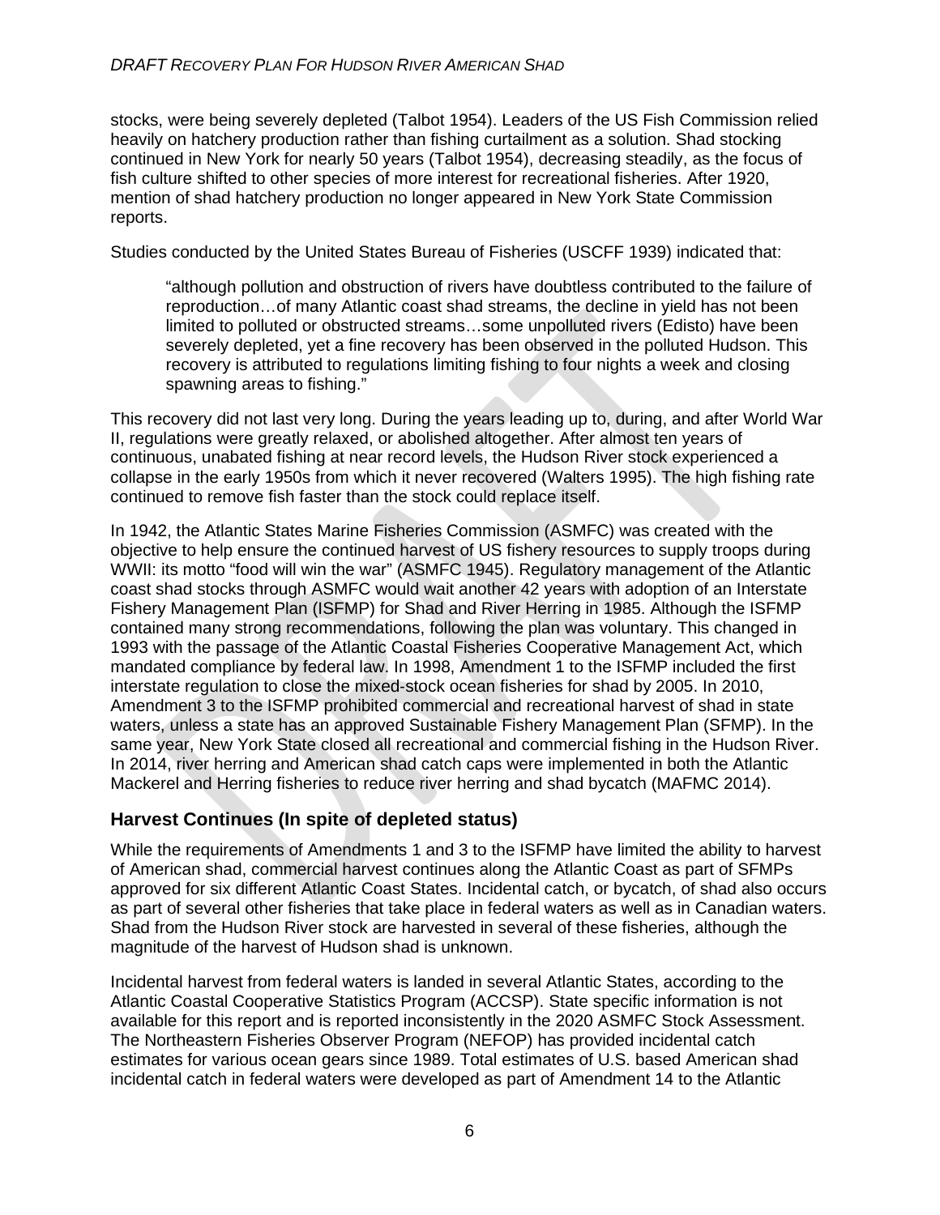stocks, were being severely depleted (Talbot 1954). Leaders of the US Fish Commission relied heavily on hatchery production rather than fishing curtailment as a solution. Shad stocking continued in New York for nearly 50 years (Talbot 1954), decreasing steadily, as the focus of fish culture shifted to other species of more interest for recreational fisheries. After 1920, mention of shad hatchery production no longer appeared in New York State Commission reports.

Studies conducted by the United States Bureau of Fisheries (USCFF 1939) indicated that:

> "although pollution and obstruction of rivers have doubtless contributed to the failure of reproduction…of many Atlantic coast shad streams, the decline in yield has not been limited to polluted or obstructed streams…some unpolluted rivers (Edisto) have been severely depleted, yet a fine recovery has been observed in the polluted Hudson. This recovery is attributed to regulations limiting fishing to four nights a week and closing spawning areas to fishing."

This recovery did not last very long. During the years leading up to, during, and after World War II, regulations were greatly relaxed, or abolished altogether. After almost ten years of continuous, unabated fishing at near record levels, the Hudson River stock experienced a collapse in the early 1950s from which it never recovered (Walters 1995). The high fishing rate continued to remove fish faster than the stock could replace itself.

In 1942, the Atlantic States Marine Fisheries Commission (ASMFC) was created with the objective to help ensure the continued harvest of US fishery resources to supply troops during WWII: its motto "food will win the war" (ASMFC 1945). Regulatory management of the Atlantic coast shad stocks through ASMFC would wait another 42 years with adoption of an Interstate Fishery Management Plan (ISFMP) for Shad and River Herring in 1985. Although the ISFMP contained many strong recommendations, following the plan was voluntary. This changed in 1993 with the passage of the Atlantic Coastal Fisheries Cooperative Management Act, which mandated compliance by federal law. In 1998, Amendment 1 to the ISFMP included the first interstate regulation to close the mixed-stock ocean fisheries for shad by 2005. In 2010, Amendment 3 to the ISFMP prohibited commercial and recreational harvest of shad in state waters, unless a state has an approved Sustainable Fishery Management Plan (SFMP). In the same year, New York State closed all recreational and commercial fishing in the Hudson River. In 2014, river herring and American shad catch caps were implemented in both the Atlantic Mackerel and Herring fisheries to reduce river herring and shad bycatch (MAFMC 2014).

## Harvest Continues (In spite of depleted status)

While the requirements of Amendments 1 and 3 to the ISFMP have limited the ability to harvest of American shad, commercial harvest continues along the Atlantic Coast as part of SFMPs approved for six different Atlantic Coast States. Incidental catch, or bycatch, of shad also occurs as part of several other fisheries that take place in federal waters as well as in Canadian waters. Shad from the Hudson River stock are harvested in several of these fisheries, although the magnitude of the harvest of Hudson shad is unknown.

Incidental harvest from federal waters is landed in several Atlantic States, according to the Atlantic Coastal Cooperative Statistics Program (ACCSP). State specific information is not available for this report and is reported inconsistently in the 2020 ASMFC Stock Assessment. The Northeastern Fisheries Observer Program (NEFOP) has provided incidental catch estimates for various ocean gears since 1989. Total estimates of U.S. based American shad incidental catch in federal waters were developed as part of Amendment 14 to the Atlantic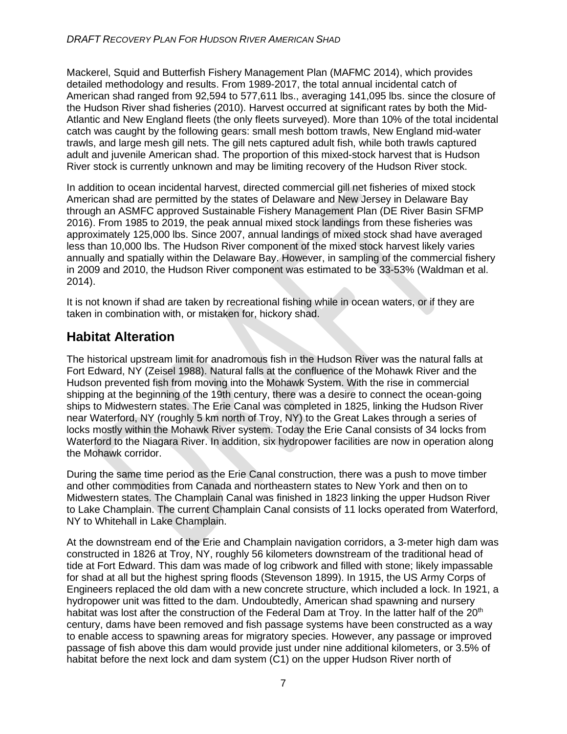Mackerel, Squid and Butterfish Fishery Management Plan (MAFMC 2014), which provides detailed methodology and results. From 1989-2017, the total annual incidental catch of American shad ranged from 92,594 to 577,611 lbs., averaging 141,095 lbs. since the closure of the Hudson River shad fisheries (2010). Harvest occurred at significant rates by both the Mid-Atlantic and New England fleets (the only fleets surveyed). More than 10% of the total incidental catch was caught by the following gears: small mesh bottom trawls, New England mid-water trawls, and large mesh gill nets. The gill nets captured adult fish, while both trawls captured adult and juvenile American shad. The proportion of this mixed-stock harvest that is Hudson River stock is currently unknown and may be limiting recovery of the Hudson River stock.

In addition to ocean incidental harvest, directed commercial gill net fisheries of mixed stock American shad are permitted by the states of Delaware and New Jersey in Delaware Bay through an ASMFC approved Sustainable Fishery Management Plan (DE River Basin SFMP 2016). From 1985 to 2019, the peak annual mixed stock landings from these fisheries was approximately 125,000 lbs. Since 2007, annual landings of mixed stock shad have averaged less than 10,000 lbs. The Hudson River component of the mixed stock harvest likely varies annually and spatially within the Delaware Bay. However, in sampling of the commercial fishery in 2009 and 2010, the Hudson River component was estimated to be 33-53% (Waldman et al. 2014).

It is not known if shad are taken by recreational fishing while in ocean waters, or if they are taken in combination with, or mistaken for, hickory shad.

## Habitat Alteration

The historical upstream limit for anadromous fish in the Hudson River was the natural falls at Fort Edward, NY (Zeisel 1988). Natural falls at the confluence of the Mohawk River and the Hudson prevented fish from moving into the Mohawk System. With the rise in commercial shipping at the beginning of the 19th century, there was a desire to connect the ocean-going ships to Midwestern states. The Erie Canal was completed in 1825, linking the Hudson River near Waterford, NY (roughly 5 km north of Troy, NY) to the Great Lakes through a series of locks mostly within the Mohawk River system. Today the Erie Canal consists of 34 locks from Waterford to the Niagara River. In addition, six hydropower facilities are now in operation along the Mohawk corridor.

During the same time period as the Erie Canal construction, there was a push to move timber and other commodities from Canada and northeastern states to New York and then on to Midwestern states. The Champlain Canal was finished in 1823 linking the upper Hudson River to Lake Champlain. The current Champlain Canal consists of 11 locks operated from Waterford, NY to Whitehall in Lake Champlain.

At the downstream end of the Erie and Champlain navigation corridors, a 3-meter high dam was constructed in 1826 at Troy, NY, roughly 56 kilometers downstream of the traditional head of tide at Fort Edward. This dam was made of log cribwork and filled with stone; likely impassable for shad at all but the highest spring floods (Stevenson 1899). In 1915, the US Army Corps of Engineers replaced the old dam with a new concrete structure, which included a lock. In 1921, a hydropower unit was fitted to the dam. Undoubtedly, American shad spawning and nursery habitat was lost after the construction of the Federal Dam at Troy. In the latter half of the 20th century, dams have been removed and fish passage systems have been constructed as a way to enable access to spawning areas for migratory species. However, any passage or improved passage of fish above this dam would provide just under nine additional kilometers, or 3.5% of habitat before the next lock and dam system (C1) on the upper Hudson River north of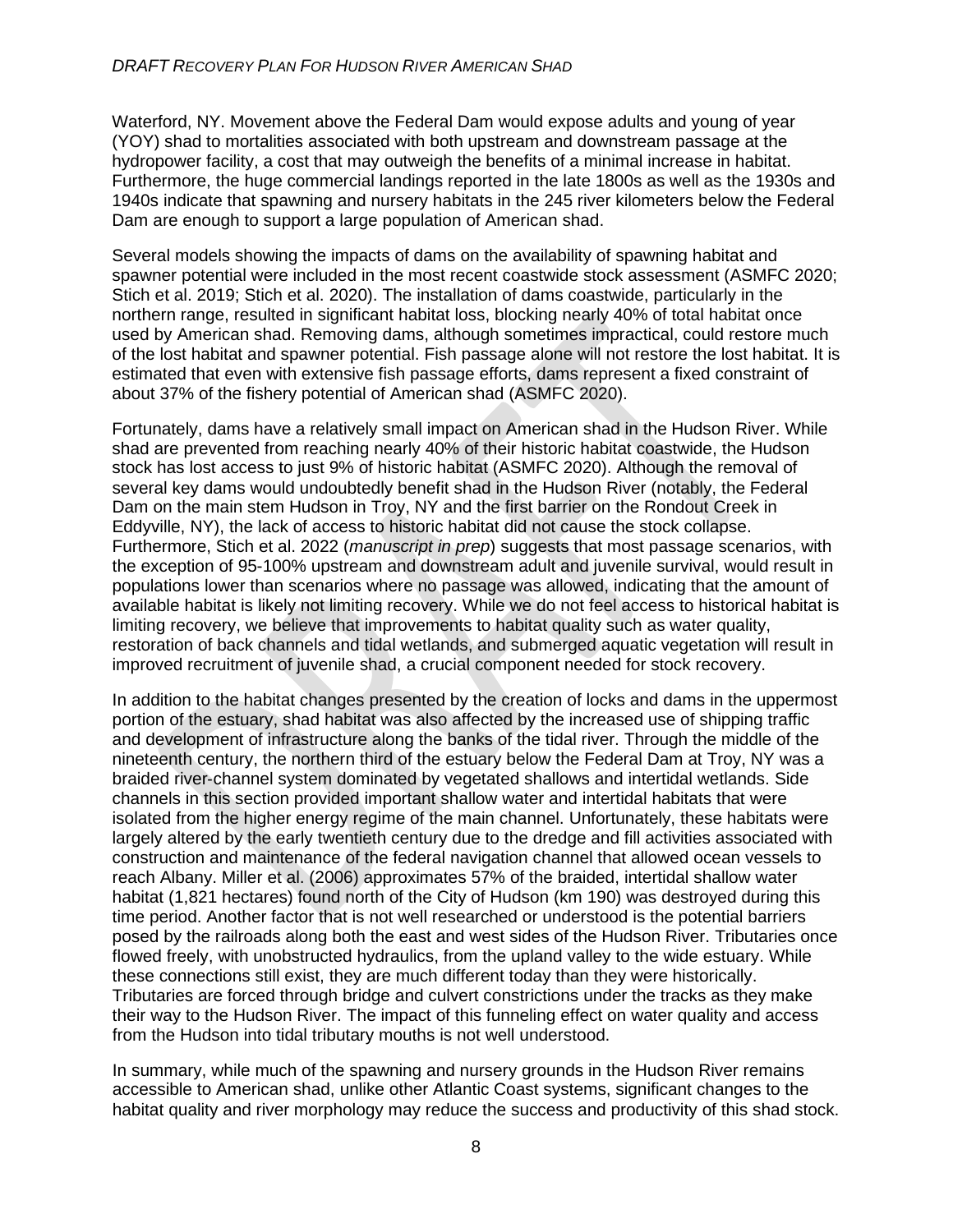Waterford, NY. Movement above the Federal Dam would expose adults and young of year (YOY) shad to mortalities associated with both upstream and downstream passage at the hydropower facility, a cost that may outweigh the benefits of a minimal increase in habitat. Furthermore, the huge commercial landings reported in the late 1800s as well as the 1930s and 1940s indicate that spawning and nursery habitats in the 245 river kilometers below the Federal Dam are enough to support a large population of American shad.

Several models showing the impacts of dams on the availability of spawning habitat and spawner potential were included in the most recent coastwide stock assessment (ASMFC 2020; Stich et al. 2019; Stich et al. 2020). The installation of dams coastwide, particularly in the northern range, resulted in significant habitat loss, blocking nearly 40% of total habitat once used by American shad. Removing dams, although sometimes impractical, could restore much of the lost habitat and spawner potential. Fish passage alone will not restore the lost habitat. It is estimated that even with extensive fish passage efforts, dams represent a fixed constraint of about 37% of the fishery potential of American shad (ASMFC 2020).

Fortunately, dams have a relatively small impact on American shad in the Hudson River. While shad are prevented from reaching nearly 40% of their historic habitat coastwide, the Hudson stock has lost access to just 9% of historic habitat (ASMFC 2020). Although the removal of several key dams would undoubtedly benefit shad in the Hudson River (notably, the Federal Dam on the main stem Hudson in Troy, NY and the first barrier on the Rondout Creek in Eddyville, NY), the lack of access to historic habitat did not cause the stock collapse. Furthermore, Stich et al. 2022 (*manuscript in prep*) suggests that most passage scenarios, with the exception of 95-100% upstream and downstream adult and juvenile survival, would result in populations lower than scenarios where no passage was allowed, indicating that the amount of available habitat is likely not limiting recovery. While we do not feel access to historical habitat is limiting recovery, we believe that improvements to habitat quality such as water quality, restoration of back channels and tidal wetlands, and submerged aquatic vegetation will result in improved recruitment of juvenile shad, a crucial component needed for stock recovery.

In addition to the habitat changes presented by the creation of locks and dams in the uppermost portion of the estuary, shad habitat was also affected by the increased use of shipping traffic and development of infrastructure along the banks of the tidal river. Through the middle of the nineteenth century, the northern third of the estuary below the Federal Dam at Troy, NY was a braided river-channel system dominated by vegetated shallows and intertidal wetlands. Side channels in this section provided important shallow water and intertidal habitats that were isolated from the higher energy regime of the main channel. Unfortunately, these habitats were largely altered by the early twentieth century due to the dredge and fill activities associated with construction and maintenance of the federal navigation channel that allowed ocean vessels to reach Albany. Miller et al. (2006) approximates 57% of the braided, intertidal shallow water habitat (1,821 hectares) found north of the City of Hudson (km 190) was destroyed during this time period. Another factor that is not well researched or understood is the potential barriers posed by the railroads along both the east and west sides of the Hudson River. Tributaries once flowed freely, with unobstructed hydraulics, from the upland valley to the wide estuary. While these connections still exist, they are much different today than they were historically. Tributaries are forced through bridge and culvert constrictions under the tracks as they make their way to the Hudson River. The impact of this funneling effect on water quality and access from the Hudson into tidal tributary mouths is not well understood.

In summary, while much of the spawning and nursery grounds in the Hudson River remains accessible to American shad, unlike other Atlantic Coast systems, significant changes to the habitat quality and river morphology may reduce the success and productivity of this shad stock.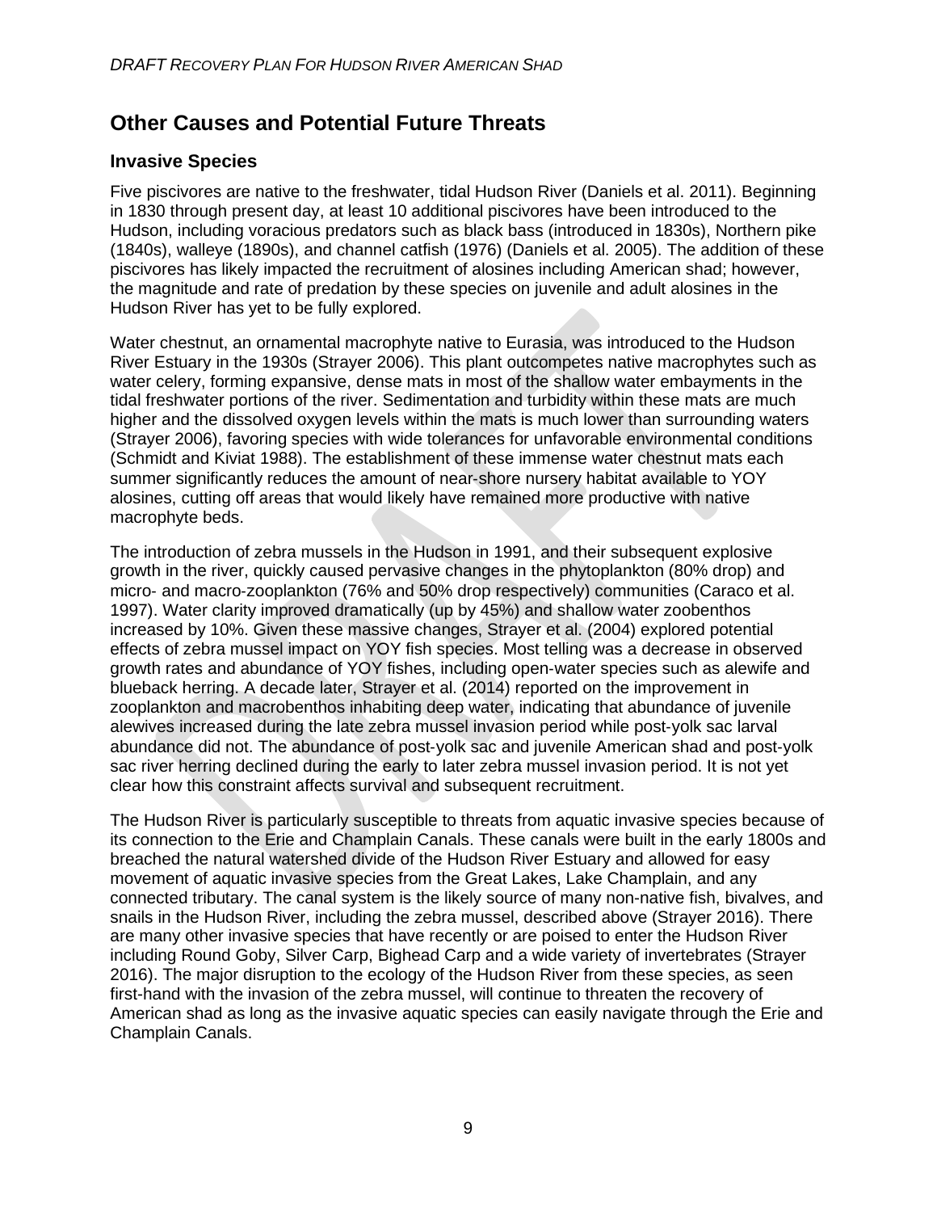## Other Causes and Potential Future Threats

### Invasive Species

Five piscivores are native to the freshwater, tidal Hudson River (Daniels et al. 2011). Beginning in 1830 through present day, at least 10 additional piscivores have been introduced to the Hudson, including voracious predators such as black bass (introduced in 1830s), Northern pike (1840s), walleye (1890s), and channel catfish (1976) (Daniels et al. 2005). The addition of these piscivores has likely impacted the recruitment of alosines including American shad; however, the magnitude and rate of predation by these species on juvenile and adult alosines in the Hudson River has yet to be fully explored.

Water chestnut, an ornamental macrophyte native to Eurasia, was introduced to the Hudson River Estuary in the 1930s (Strayer 2006). This plant outcompetes native macrophytes such as water celery, forming expansive, dense mats in most of the shallow water embayments in the tidal freshwater portions of the river. Sedimentation and turbidity within these mats are much higher and the dissolved oxygen levels within the mats is much lower than surrounding waters (Strayer 2006), favoring species with wide tolerances for unfavorable environmental conditions (Schmidt and Kiviat 1988). The establishment of these immense water chestnut mats each summer significantly reduces the amount of near-shore nursery habitat available to YOY alosines, cutting off areas that would likely have remained more productive with native macrophyte beds.

The introduction of zebra mussels in the Hudson in 1991, and their subsequent explosive growth in the river, quickly caused pervasive changes in the phytoplankton (80% drop) and micro- and macro-zooplankton (76% and 50% drop respectively) communities (Caraco et al. 1997). Water clarity improved dramatically (up by 45%) and shallow water zoobenthos increased by 10%. Given these massive changes, Strayer et al. (2004) explored potential effects of zebra mussel impact on YOY fish species. Most telling was a decrease in observed growth rates and abundance of YOY fishes, including open-water species such as alewife and blueback herring. A decade later, Strayer et al. (2014) reported on the improvement in zooplankton and macrobenthos inhabiting deep water, indicating that abundance of juvenile alewives increased during the late zebra mussel invasion period while post-yolk sac larval abundance did not. The abundance of post-yolk sac and juvenile American shad and post-yolk sac river herring declined during the early to later zebra mussel invasion period. It is not yet clear how this constraint affects survival and subsequent recruitment.

The Hudson River is particularly susceptible to threats from aquatic invasive species because of its connection to the Erie and Champlain Canals. These canals were built in the early 1800s and breached the natural watershed divide of the Hudson River Estuary and allowed for easy movement of aquatic invasive species from the Great Lakes, Lake Champlain, and any connected tributary. The canal system is the likely source of many non-native fish, bivalves, and snails in the Hudson River, including the zebra mussel, described above (Strayer 2016). There are many other invasive species that have recently or are poised to enter the Hudson River including Round Goby, Silver Carp, Bighead Carp and a wide variety of invertebrates (Strayer 2016). The major disruption to the ecology of the Hudson River from these species, as seen first-hand with the invasion of the zebra mussel, will continue to threaten the recovery of American shad as long as the invasive aquatic species can easily navigate through the Erie and Champlain Canals.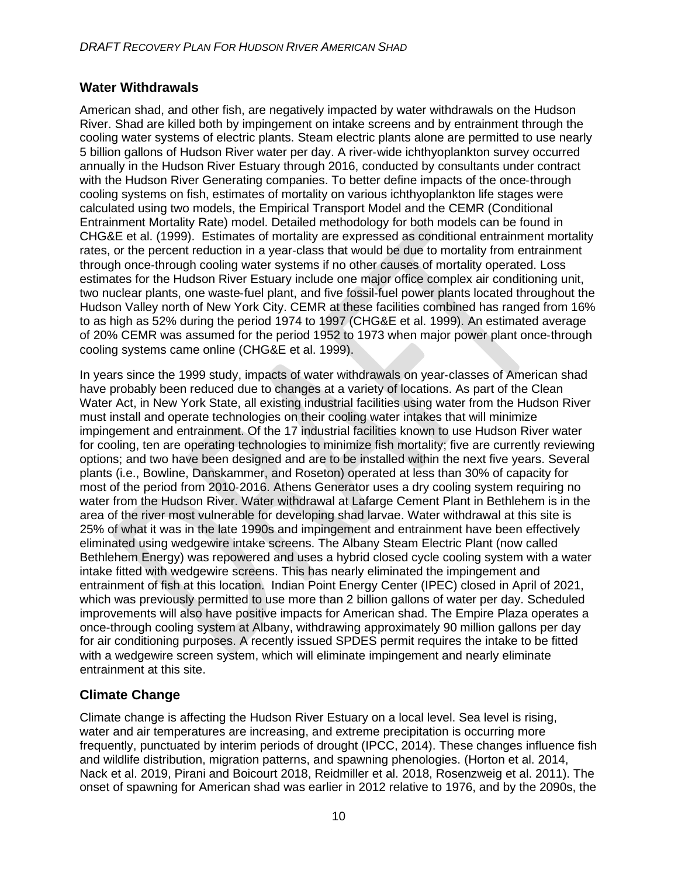## Water Withdrawals

American shad, and other fish, are negatively impacted by water withdrawals on the Hudson River. Shad are killed both by impingement on intake screens and by entrainment through the cooling water systems of electric plants. Steam electric plants alone are permitted to use nearly 5 billion gallons of Hudson River water per day. A river-wide ichthyoplankton survey occurred annually in the Hudson River Estuary through 2016, conducted by consultants under contract with the Hudson River Generating companies. To better define impacts of the once-through cooling systems on fish, estimates of mortality on various ichthyoplankton life stages were calculated using two models, the Empirical Transport Model and the CEMR (Conditional Entrainment Mortality Rate) model. Detailed methodology for both models can be found in CHG&E et al. (1999). Estimates of mortality are expressed as conditional entrainment mortality rates, or the percent reduction in a year-class that would be due to mortality from entrainment through once-through cooling water systems if no other causes of mortality operated. Loss estimates for the Hudson River Estuary include one major office complex air conditioning unit, two nuclear plants, one waste-fuel plant, and five fossil-fuel power plants located throughout the Hudson Valley north of New York City. CEMR at these facilities combined has ranged from 16% to as high as 52% during the period 1974 to 1997 (CHG&E et al. 1999). An estimated average of 20% CEMR was assumed for the period 1952 to 1973 when major power plant once-through cooling systems came online (CHG&E et al. 1999).

In years since the 1999 study, impacts of water withdrawals on year-classes of American shad have probably been reduced due to changes at a variety of locations. As part of the Clean Water Act, in New York State, all existing industrial facilities using water from the Hudson River must install and operate technologies on their cooling water intakes that will minimize impingement and entrainment. Of the 17 industrial facilities known to use Hudson River water for cooling, ten are operating technologies to minimize fish mortality; five are currently reviewing options; and two have been designed and are to be installed within the next five years. Several plants (i.e., Bowline, Danskammer, and Roseton) operated at less than 30% of capacity for most of the period from 2010-2016. Athens Generator uses a dry cooling system requiring no water from the Hudson River. Water withdrawal at Lafarge Cement Plant in Bethlehem is in the area of the river most vulnerable for developing shad larvae. Water withdrawal at this site is 25% of what it was in the late 1990s and impingement and entrainment have been effectively eliminated using wedgewire intake screens. The Albany Steam Electric Plant (now called Bethlehem Energy) was repowered and uses a hybrid closed cycle cooling system with a water intake fitted with wedgewire screens. This has nearly eliminated the impingement and entrainment of fish at this location. Indian Point Energy Center (IPEC) closed in April of 2021, which was previously permitted to use more than 2 billion gallons of water per day. Scheduled improvements will also have positive impacts for American shad. The Empire Plaza operates a once-through cooling system at Albany, withdrawing approximately 90 million gallons per day for air conditioning purposes. A recently issued SPDES permit requires the intake to be fitted with a wedgewire screen system, which will eliminate impingement and nearly eliminate entrainment at this site.

## Climate Change

Climate change is affecting the Hudson River Estuary on a local level. Sea level is rising, water and air temperatures are increasing, and extreme precipitation is occurring more frequently, punctuated by interim periods of drought (IPCC, 2014). These changes influence fish and wildlife distribution, migration patterns, and spawning phenologies. (Horton et al. 2014, Nack et al. 2019, Pirani and Boicourt 2018, Reidmiller et al. 2018, Rosenzweig et al. 2011). The onset of spawning for American shad was earlier in 2012 relative to 1976, and by the 2090s, the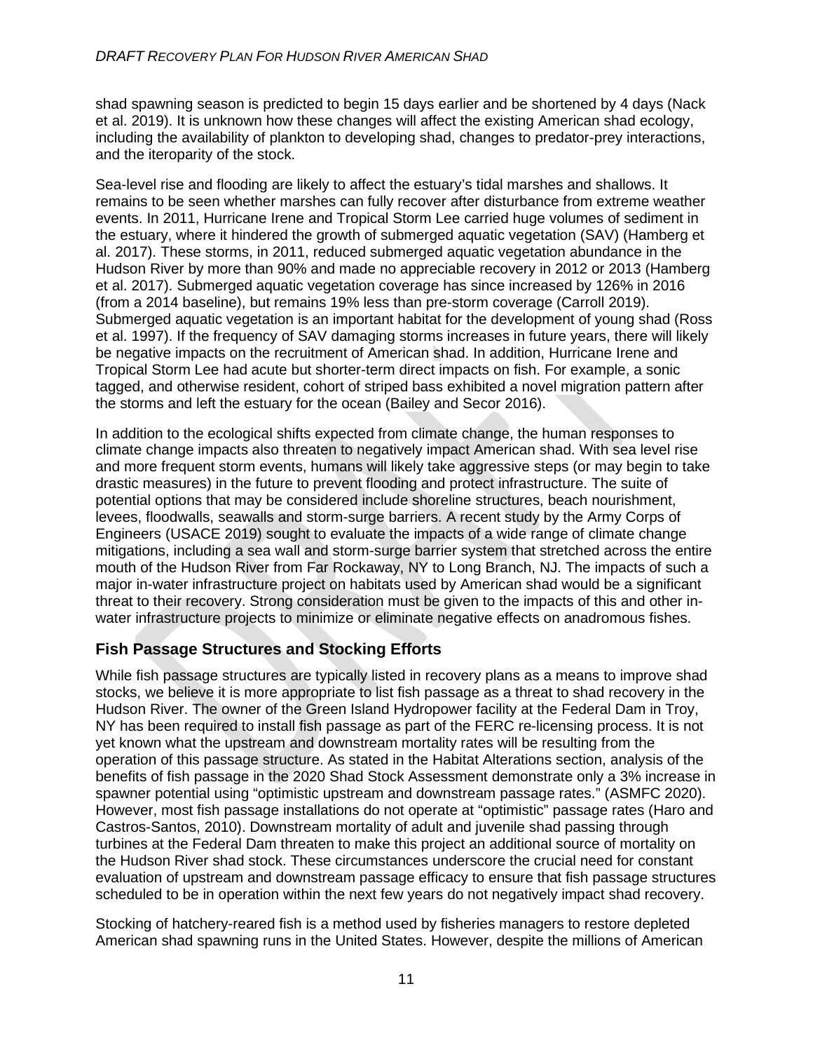shad spawning season is predicted to begin 15 days earlier and be shortened by 4 days (Nack et al. 2019). It is unknown how these changes will affect the existing American shad ecology, including the availability of plankton to developing shad, changes to predator-prey interactions, and the iteroparity of the stock.

Sea-level rise and flooding are likely to affect the estuary's tidal marshes and shallows. It remains to be seen whether marshes can fully recover after disturbance from extreme weather events. In 2011, Hurricane Irene and Tropical Storm Lee carried huge volumes of sediment in the estuary, where it hindered the growth of submerged aquatic vegetation (SAV) (Hamberg et al. 2017). These storms, in 2011, reduced submerged aquatic vegetation abundance in the Hudson River by more than 90% and made no appreciable recovery in 2012 or 2013 (Hamberg et al. 2017). Submerged aquatic vegetation coverage has since increased by 126% in 2016 (from a 2014 baseline), but remains 19% less than pre-storm coverage (Carroll 2019). Submerged aquatic vegetation is an important habitat for the development of young shad (Ross et al. 1997). If the frequency of SAV damaging storms increases in future years, there will likely be negative impacts on the recruitment of American shad. In addition, Hurricane Irene and Tropical Storm Lee had acute but shorter-term direct impacts on fish. For example, a sonic tagged, and otherwise resident, cohort of striped bass exhibited a novel migration pattern after the storms and left the estuary for the ocean (Bailey and Secor 2016).

In addition to the ecological shifts expected from climate change, the human responses to climate change impacts also threaten to negatively impact American shad. With sea level rise and more frequent storm events, humans will likely take aggressive steps (or may begin to take drastic measures) in the future to prevent flooding and protect infrastructure. The suite of potential options that may be considered include shoreline structures, beach nourishment, levees, floodwalls, seawalls and storm-surge barriers. A recent study by the Army Corps of Engineers (USACE 2019) sought to evaluate the impacts of a wide range of climate change mitigations, including a sea wall and storm-surge barrier system that stretched across the entire mouth of the Hudson River from Far Rockaway, NY to Long Branch, NJ. The impacts of such a major in-water infrastructure project on habitats used by American shad would be a significant threat to their recovery. Strong consideration must be given to the impacts of this and other in-water infrastructure projects to minimize or eliminate negative effects on anadromous fishes.

## Fish Passage Structures and Stocking Efforts

While fish passage structures are typically listed in recovery plans as a means to improve shad stocks, we believe it is more appropriate to list fish passage as a threat to shad recovery in the Hudson River. The owner of the Green Island Hydropower facility at the Federal Dam in Troy, NY has been required to install fish passage as part of the FERC re-licensing process. It is not yet known what the upstream and downstream mortality rates will be resulting from the operation of this passage structure. As stated in the Habitat Alterations section, analysis of the benefits of fish passage in the 2020 Shad Stock Assessment demonstrate only a 3% increase in spawner potential using "optimistic upstream and downstream passage rates." (ASMFC 2020). However, most fish passage installations do not operate at "optimistic" passage rates (Haro and Castros-Santos, 2010). Downstream mortality of adult and juvenile shad passing through turbines at the Federal Dam threaten to make this project an additional source of mortality on the Hudson River shad stock. These circumstances underscore the crucial need for constant evaluation of upstream and downstream passage efficacy to ensure that fish passage structures scheduled to be in operation within the next few years do not negatively impact shad recovery.

Stocking of hatchery-reared fish is a method used by fisheries managers to restore depleted American shad spawning runs in the United States. However, despite the millions of American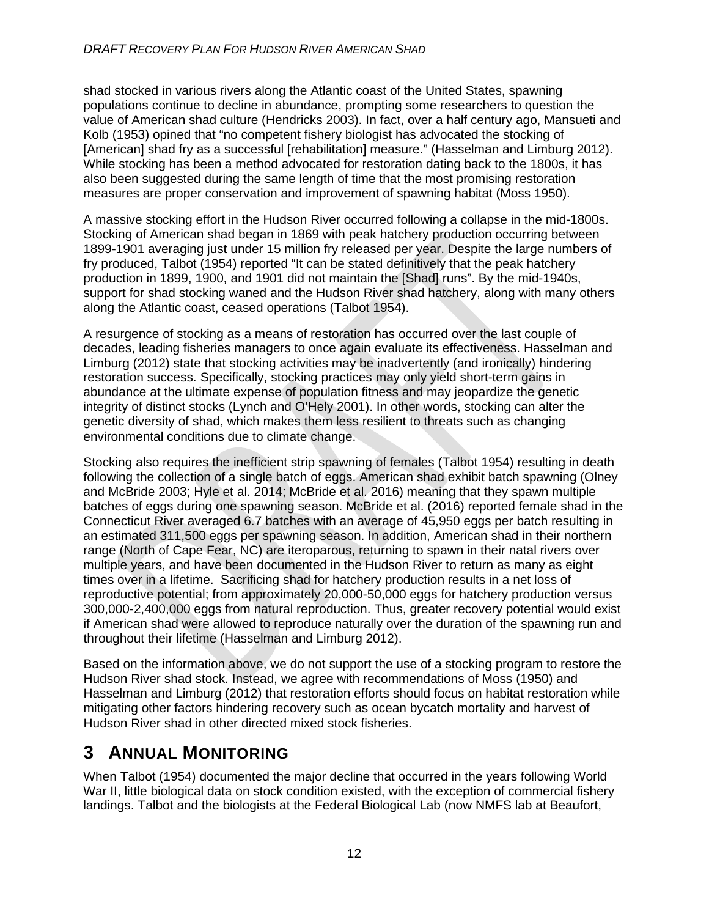shad stocked in various rivers along the Atlantic coast of the United States, spawning populations continue to decline in abundance, prompting some researchers to question the value of American shad culture (Hendricks 2003). In fact, over a half century ago, Mansueti and Kolb (1953) opined that "no competent fishery biologist has advocated the stocking of [American] shad fry as a successful [rehabilitation] measure." (Hasselman and Limburg 2012). While stocking has been a method advocated for restoration dating back to the 1800s, it has also been suggested during the same length of time that the most promising restoration measures are proper conservation and improvement of spawning habitat (Moss 1950).

A massive stocking effort in the Hudson River occurred following a collapse in the mid-1800s. Stocking of American shad began in 1869 with peak hatchery production occurring between 1899-1901 averaging just under 15 million fry released per year. Despite the large numbers of fry produced, Talbot (1954) reported "It can be stated definitively that the peak hatchery production in 1899, 1900, and 1901 did not maintain the [Shad] runs". By the mid-1940s, support for shad stocking waned and the Hudson River shad hatchery, along with many others along the Atlantic coast, ceased operations (Talbot 1954).

A resurgence of stocking as a means of restoration has occurred over the last couple of decades, leading fisheries managers to once again evaluate its effectiveness. Hasselman and Limburg (2012) state that stocking activities may be inadvertently (and ironically) hindering restoration success. Specifically, stocking practices may only yield short-term gains in abundance at the ultimate expense of population fitness and may jeopardize the genetic integrity of distinct stocks (Lynch and O'Hely 2001). In other words, stocking can alter the genetic diversity of shad, which makes them less resilient to threats such as changing environmental conditions due to climate change.

Stocking also requires the inefficient strip spawning of females (Talbot 1954) resulting in death following the collection of a single batch of eggs. American shad exhibit batch spawning (Olney and McBride 2003; Hyle et al. 2014; McBride et al. 2016) meaning that they spawn multiple batches of eggs during one spawning season. McBride et al. (2016) reported female shad in the Connecticut River averaged 6.7 batches with an average of 45,950 eggs per batch resulting in an estimated 311,500 eggs per spawning season. In addition, American shad in their northern range (North of Cape Fear, NC) are iteroparous, returning to spawn in their natal rivers over multiple years, and have been documented in the Hudson River to return as many as eight times over in a lifetime. Sacrificing shad for hatchery production results in a net loss of reproductive potential; from approximately 20,000-50,000 eggs for hatchery production versus 300,000-2,400,000 eggs from natural reproduction. Thus, greater recovery potential would exist if American shad were allowed to reproduce naturally over the duration of the spawning run and throughout their lifetime (Hasselman and Limburg 2012).

Based on the information above, we do not support the use of a stocking program to restore the Hudson River shad stock. Instead, we agree with recommendations of Moss (1950) and Hasselman and Limburg (2012) that restoration efforts should focus on habitat restoration while mitigating other factors hindering recovery such as ocean bycatch mortality and harvest of Hudson River shad in other directed mixed stock fisheries.

# 3 Annual Monitoring

When Talbot (1954) documented the major decline that occurred in the years following World War II, little biological data on stock condition existed, with the exception of commercial fishery landings. Talbot and the biologists at the Federal Biological Lab (now NMFS lab at Beaufort,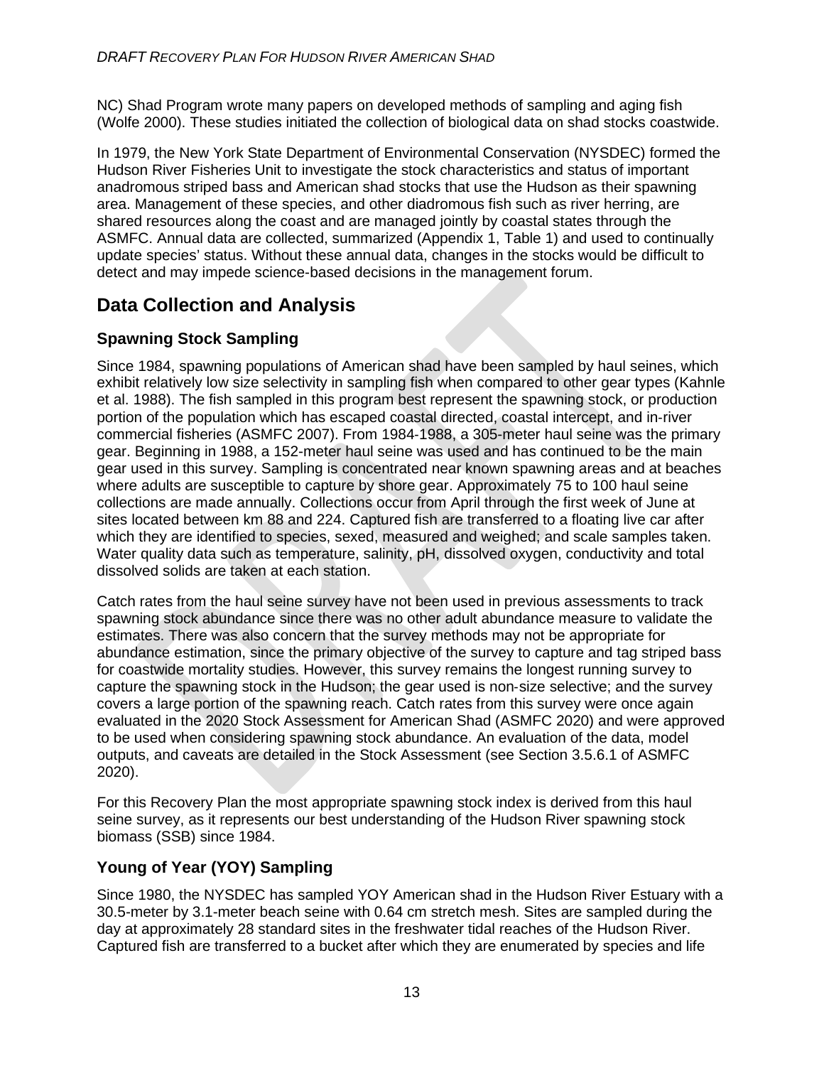NC) Shad Program wrote many papers on developed methods of sampling and aging fish (Wolfe 2000). These studies initiated the collection of biological data on shad stocks coastwide.

In 1979, the New York State Department of Environmental Conservation (NYSDEC) formed the Hudson River Fisheries Unit to investigate the stock characteristics and status of important anadromous striped bass and American shad stocks that use the Hudson as their spawning area. Management of these species, and other diadromous fish such as river herring, are shared resources along the coast and are managed jointly by coastal states through the ASMFC. Annual data are collected, summarized (Appendix 1, Table 1) and used to continually update species' status. Without these annual data, changes in the stocks would be difficult to detect and may impede science-based decisions in the management forum.

## Data Collection and Analysis

### Spawning Stock Sampling

Since 1984, spawning populations of American shad have been sampled by haul seines, which exhibit relatively low size selectivity in sampling fish when compared to other gear types (Kahnle et al. 1988). The fish sampled in this program best represent the spawning stock, or production portion of the population which has escaped coastal directed, coastal intercept, and in-river commercial fisheries (ASMFC 2007). From 1984-1988, a 305-meter haul seine was the primary gear. Beginning in 1988, a 152-meter haul seine was used and has continued to be the main gear used in this survey. Sampling is concentrated near known spawning areas and at beaches where adults are susceptible to capture by shore gear. Approximately 75 to 100 haul seine collections are made annually. Collections occur from April through the first week of June at sites located between km 88 and 224. Captured fish are transferred to a floating live car after which they are identified to species, sexed, measured and weighed; and scale samples taken. Water quality data such as temperature, salinity, pH, dissolved oxygen, conductivity and total dissolved solids are taken at each station.

Catch rates from the haul seine survey have not been used in previous assessments to track spawning stock abundance since there was no other adult abundance measure to validate the estimates. There was also concern that the survey methods may not be appropriate for abundance estimation, since the primary objective of the survey to capture and tag striped bass for coastwide mortality studies. However, this survey remains the longest running survey to capture the spawning stock in the Hudson; the gear used is non-size selective; and the survey covers a large portion of the spawning reach. Catch rates from this survey were once again evaluated in the 2020 Stock Assessment for American Shad (ASMFC 2020) and were approved to be used when considering spawning stock abundance. An evaluation of the data, model outputs, and caveats are detailed in the Stock Assessment (see Section 3.5.6.1 of ASMFC 2020).

For this Recovery Plan the most appropriate spawning stock index is derived from this haul seine survey, as it represents our best understanding of the Hudson River spawning stock biomass (SSB) since 1984.

### Young of Year (YOY) Sampling

Since 1980, the NYSDEC has sampled YOY American shad in the Hudson River Estuary with a 30.5-meter by 3.1-meter beach seine with 0.64 cm stretch mesh. Sites are sampled during the day at approximately 28 standard sites in the freshwater tidal reaches of the Hudson River. Captured fish are transferred to a bucket after which they are enumerated by species and life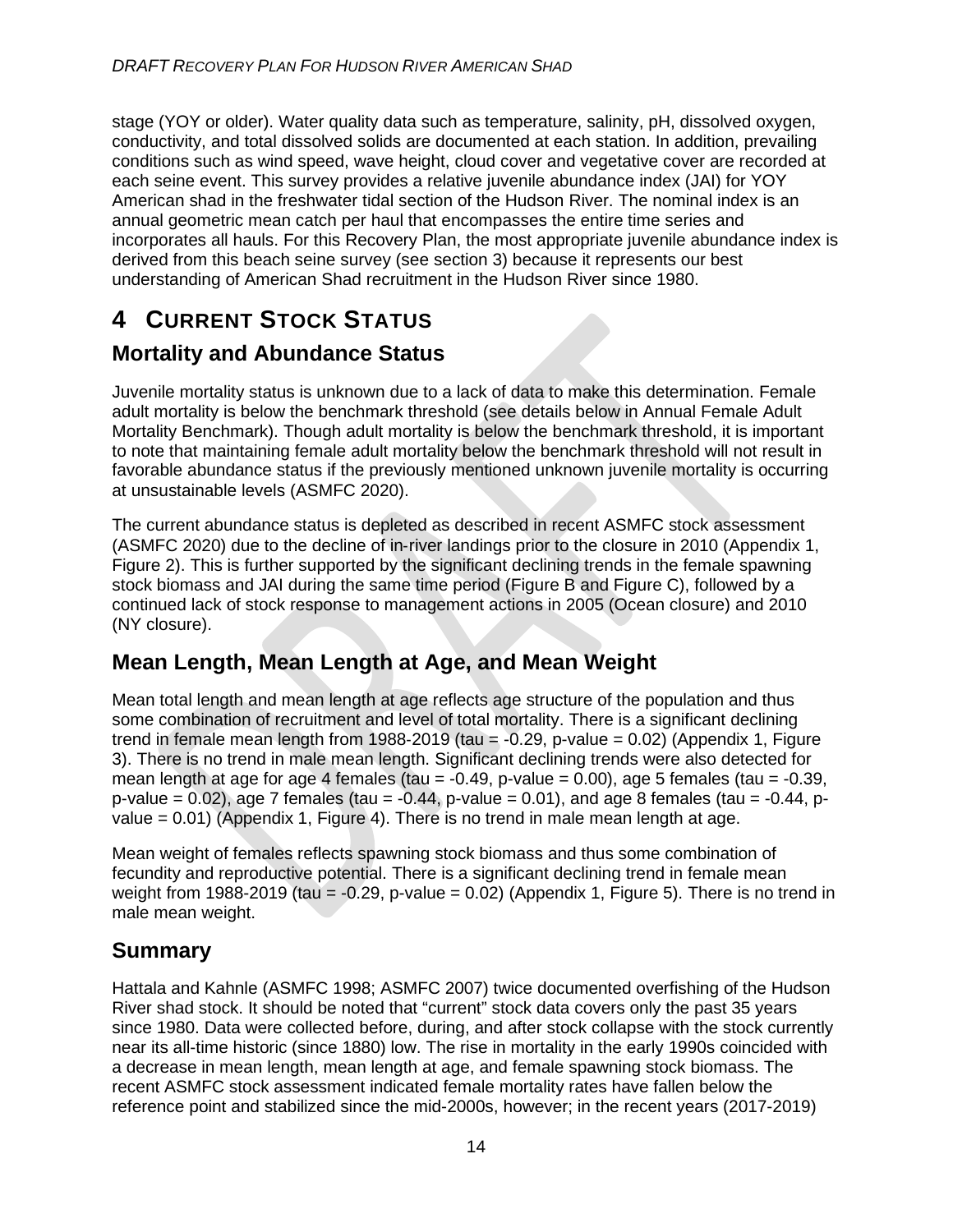stage (YOY or older). Water quality data such as temperature, salinity, pH, dissolved oxygen, conductivity, and total dissolved solids are documented at each station. In addition, prevailing conditions such as wind speed, wave height, cloud cover and vegetative cover are recorded at each seine event. This survey provides a relative juvenile abundance index (JAI) for YOY American shad in the freshwater tidal section of the Hudson River. The nominal index is an annual geometric mean catch per haul that encompasses the entire time series and incorporates all hauls. For this Recovery Plan, the most appropriate juvenile abundance index is derived from this beach seine survey (see section 3) because it represents our best understanding of American Shad recruitment in the Hudson River since 1980.

# 4 Current Stock Status

## Mortality and Abundance Status

Juvenile mortality status is unknown due to a lack of data to make this determination. Female adult mortality is below the benchmark threshold (see details below in Annual Female Adult Mortality Benchmark). Though adult mortality is below the benchmark threshold, it is important to note that maintaining female adult mortality below the benchmark threshold will not result in favorable abundance status if the previously mentioned unknown juvenile mortality is occurring at unsustainable levels (ASMFC 2020).

The current abundance status is depleted as described in recent ASMFC stock assessment (ASMFC 2020) due to the decline of in-river landings prior to the closure in 2010 (Appendix 1, Figure 2). This is further supported by the significant declining trends in the female spawning stock biomass and JAI during the same time period (Figure B and Figure C), followed by a continued lack of stock response to management actions in 2005 (Ocean closure) and 2010 (NY closure).

## Mean Length, Mean Length at Age, and Mean Weight

Mean total length and mean length at age reflects age structure of the population and thus some combination of recruitment and level of total mortality. There is a significant declining trend in female mean length from 1988-2019 (tau = -0.29, p-value = 0.02) (Appendix 1, Figure 3). There is no trend in male mean length. Significant declining trends were also detected for mean length at age for age 4 females (tau = -0.49, p-value = 0.00), age 5 females (tau = -0.39, p-value = 0.02), age 7 females (tau = -0.44, p-value = 0.01), and age 8 females (tau = -0.44, p-value = 0.01) (Appendix 1, Figure 4). There is no trend in male mean length at age.

Mean weight of females reflects spawning stock biomass and thus some combination of fecundity and reproductive potential. There is a significant declining trend in female mean weight from 1988-2019 (tau = -0.29, p-value = 0.02) (Appendix 1, Figure 5). There is no trend in male mean weight.

## Summary

Hattala and Kahnle (ASMFC 1998; ASMFC 2007) twice documented overfishing of the Hudson River shad stock. It should be noted that “current” stock data covers only the past 35 years since 1980. Data were collected before, during, and after stock collapse with the stock currently near its all-time historic (since 1880) low. The rise in mortality in the early 1990s coincided with a decrease in mean length, mean length at age, and female spawning stock biomass. The recent ASMFC stock assessment indicated female mortality rates have fallen below the reference point and stabilized since the mid-2000s, however; in the recent years (2017-2019)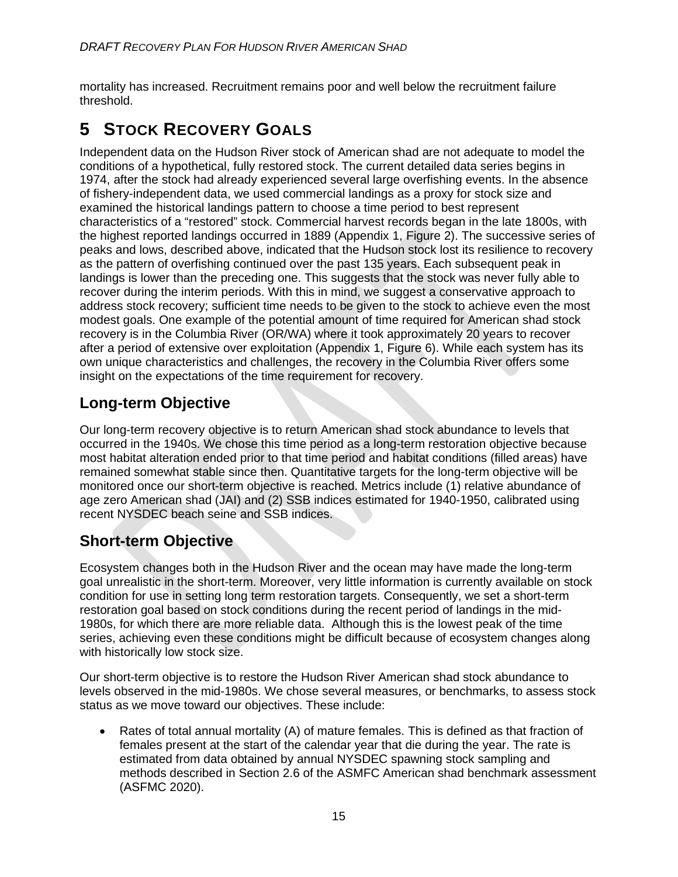mortality has increased. Recruitment remains poor and well below the recruitment failure threshold.

# 5 STOCK RECOVERY GOALS

Independent data on the Hudson River stock of American shad are not adequate to model the conditions of a hypothetical, fully restored stock. The current detailed data series begins in 1974, after the stock had already experienced several large overfishing events. In the absence of fishery-independent data, we used commercial landings as a proxy for stock size and examined the historical landings pattern to choose a time period to best represent characteristics of a "restored" stock. Commercial harvest records began in the late 1800s, with the highest reported landings occurred in 1889 (Appendix 1, Figure 2). The successive series of peaks and lows, described above, indicated that the Hudson stock lost its resilience to recovery as the pattern of overfishing continued over the past 135 years. Each subsequent peak in landings is lower than the preceding one. This suggests that the stock was never fully able to recover during the interim periods. With this in mind, we suggest a conservative approach to address stock recovery; sufficient time needs to be given to the stock to achieve even the most modest goals. One example of the potential amount of time required for American shad stock recovery is in the Columbia River (OR/WA) where it took approximately 20 years to recover after a period of extensive over exploitation (Appendix 1, Figure 6). While each system has its own unique characteristics and challenges, the recovery in the Columbia River offers some insight on the expectations of the time requirement for recovery.

## Long-term Objective

Our long-term recovery objective is to return American shad stock abundance to levels that occurred in the 1940s. We chose this time period as a long-term restoration objective because most habitat alteration ended prior to that time period and habitat conditions (filled areas) have remained somewhat stable since then. Quantitative targets for the long-term objective will be monitored once our short-term objective is reached. Metrics include (1) relative abundance of age zero American shad (JAI) and (2) SSB indices estimated for 1940-1950, calibrated using recent NYSDEC beach seine and SSB indices.

## Short-term Objective

Ecosystem changes both in the Hudson River and the ocean may have made the long-term goal unrealistic in the short-term. Moreover, very little information is currently available on stock condition for use in setting long term restoration targets. Consequently, we set a short-term restoration goal based on stock conditions during the recent period of landings in the mid-1980s, for which there are more reliable data. Although this is the lowest peak of the time series, achieving even these conditions might be difficult because of ecosystem changes along with historically low stock size.

Our short-term objective is to restore the Hudson River American shad stock abundance to levels observed in the mid-1980s. We chose several measures, or benchmarks, to assess stock status as we move toward our objectives. These include:

- Rates of total annual mortality (A) of mature females. This is defined as that fraction of females present at the start of the calendar year that die during the year. The rate is estimated from data obtained by annual NYSDEC spawning stock sampling and methods described in Section 2.6 of the ASMFC American shad benchmark assessment (ASFMC 2020).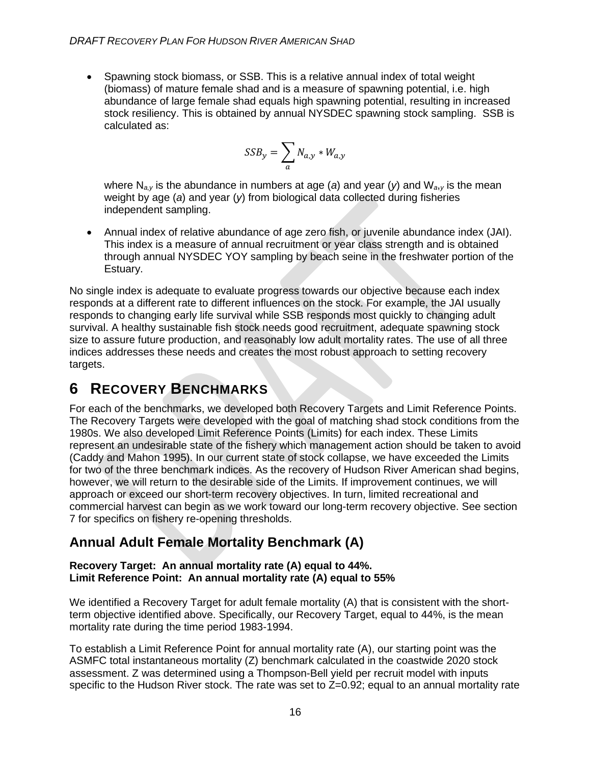- Spawning stock biomass, or SSB. This is a relative annual index of total weight (biomass) of mature female shad and is a measure of spawning potential, i.e. high abundance of large female shad equals high spawning potential, resulting in increased stock resiliency. This is obtained by annual NYSDEC spawning stock sampling. SSB is calculated as:

$$SSB_y = \sum_a N_{a,y} * W_{a,y}$$

  where $N_{a,y}$ is the abundance in numbers at age (*a*) and year (*y*) and $W_{a,y}$ is the mean weight by age (*a*) and year (*y*) from biological data collected during fisheries independent sampling.

- Annual index of relative abundance of age zero fish, or juvenile abundance index (JAI). This index is a measure of annual recruitment or year class strength and is obtained through annual NYSDEC YOY sampling by beach seine in the freshwater portion of the Estuary.

No single index is adequate to evaluate progress towards our objective because each index responds at a different rate to different influences on the stock. For example, the JAI usually responds to changing early life survival while SSB responds most quickly to changing adult survival. A healthy sustainable fish stock needs good recruitment, adequate spawning stock size to assure future production, and reasonably low adult mortality rates. The use of all three indices addresses these needs and creates the most robust approach to setting recovery targets.

# 6 Recovery Benchmarks

For each of the benchmarks, we developed both Recovery Targets and Limit Reference Points. The Recovery Targets were developed with the goal of matching shad stock conditions from the 1980s. We also developed Limit Reference Points (Limits) for each index. These Limits represent an undesirable state of the fishery which management action should be taken to avoid (Caddy and Mahon 1995). In our current state of stock collapse, we have exceeded the Limits for two of the three benchmark indices. As the recovery of Hudson River American shad begins, however, we will return to the desirable side of the Limits. If improvement continues, we will approach or exceed our short-term recovery objectives. In turn, limited recreational and commercial harvest can begin as we work toward our long-term recovery objective. See section 7 for specifics on fishery re-opening thresholds.

## Annual Adult Female Mortality Benchmark (A)

**Recovery Target: An annual mortality rate (A) equal to 44%.**
**Limit Reference Point: An annual mortality rate (A) equal to 55%**

We identified a Recovery Target for adult female mortality (A) that is consistent with the short-term objective identified above. Specifically, our Recovery Target, equal to 44%, is the mean mortality rate during the time period 1983-1994.

To establish a Limit Reference Point for annual mortality rate (A), our starting point was the ASMFC total instantaneous mortality (Z) benchmark calculated in the coastwide 2020 stock assessment. Z was determined using a Thompson-Bell yield per recruit model with inputs specific to the Hudson River stock. The rate was set to Z=0.92; equal to an annual mortality rate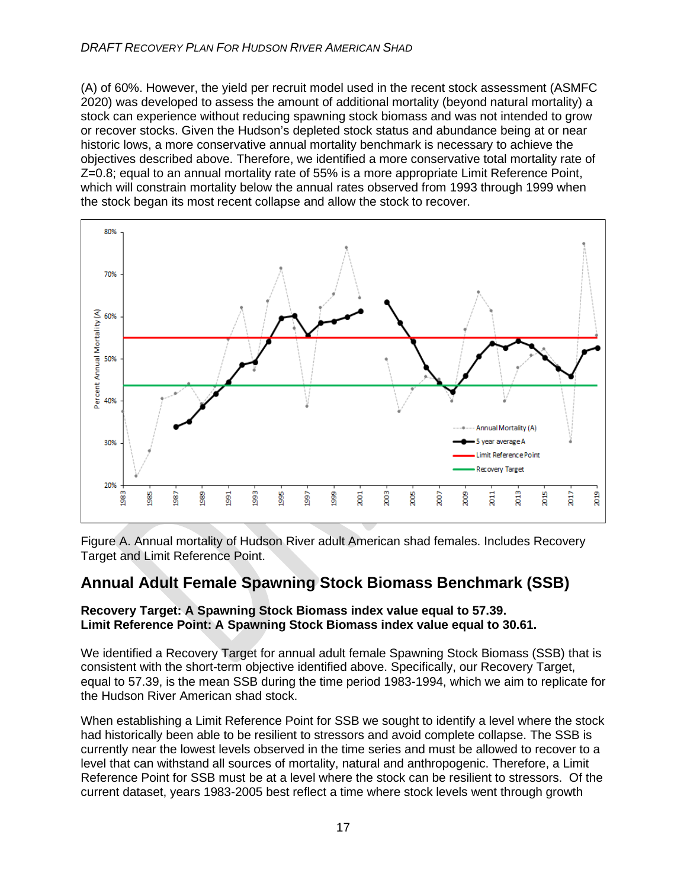(A) of 60%. However, the yield per recruit model used in the recent stock assessment (ASMFC 2020) was developed to assess the amount of additional mortality (beyond natural mortality) a stock can experience without reducing spawning stock biomass and was not intended to grow or recover stocks. Given the Hudson's depleted stock status and abundance being at or near historic lows, a more conservative annual mortality benchmark is necessary to achieve the objectives described above. Therefore, we identified a more conservative total mortality rate of Z=0.8; equal to an annual mortality rate of 55% is a more appropriate Limit Reference Point, which will constrain mortality below the annual rates observed from 1993 through 1999 when the stock began its most recent collapse and allow the stock to recover.

Figure A. Annual mortality of Hudson River adult American shad females. Includes Recovery Target and Limit Reference Point.

## Annual Adult Female Spawning Stock Biomass Benchmark (SSB)

**Recovery Target: A Spawning Stock Biomass index value equal to 57.39.**
**Limit Reference Point: A Spawning Stock Biomass index value equal to 30.61.**

We identified a Recovery Target for annual adult female Spawning Stock Biomass (SSB) that is consistent with the short-term objective identified above. Specifically, our Recovery Target, equal to 57.39, is the mean SSB during the time period 1983-1994, which we aim to replicate for the Hudson River American shad stock.

When establishing a Limit Reference Point for SSB we sought to identify a level where the stock had historically been able to be resilient to stressors and avoid complete collapse. The SSB is currently near the lowest levels observed in the time series and must be allowed to recover to a level that can withstand all sources of mortality, natural and anthropogenic. Therefore, a Limit Reference Point for SSB must be at a level where the stock can be resilient to stressors. Of the current dataset, years 1983-2005 best reflect a time where stock levels went through growth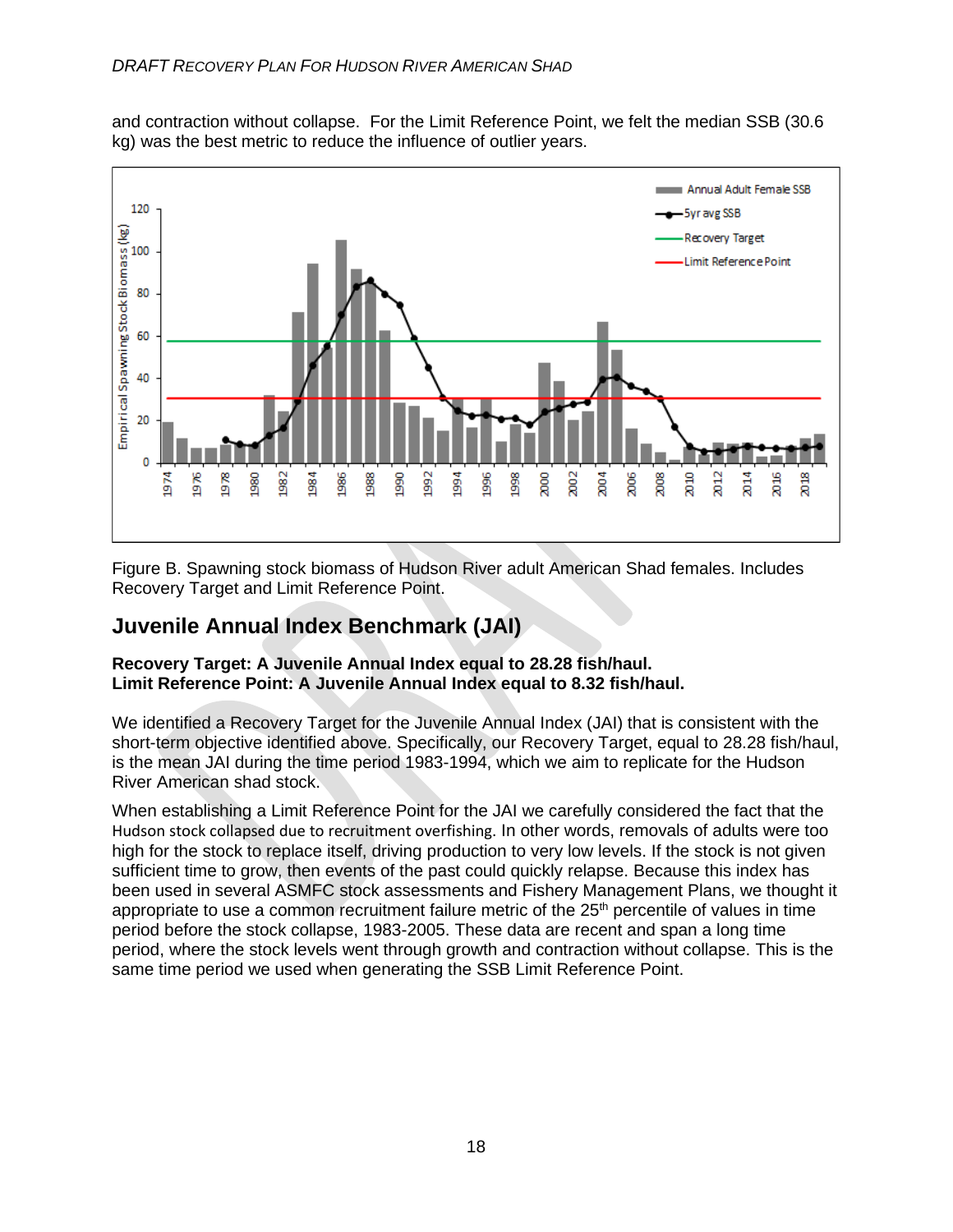and contraction without collapse. For the Limit Reference Point, we felt the median SSB (30.6 kg) was the best metric to reduce the influence of outlier years.

Figure B. Spawning stock biomass of Hudson River adult American Shad females. Includes Recovery Target and Limit Reference Point.

## Juvenile Annual Index Benchmark (JAI)

**Recovery Target: A Juvenile Annual Index equal to 28.28 fish/haul.**
**Limit Reference Point: A Juvenile Annual Index equal to 8.32 fish/haul.**

We identified a Recovery Target for the Juvenile Annual Index (JAI) that is consistent with the short-term objective identified above. Specifically, our Recovery Target, equal to 28.28 fish/haul, is the mean JAI during the time period 1983-1994, which we aim to replicate for the Hudson River American shad stock.

When establishing a Limit Reference Point for the JAI we carefully considered the fact that the Hudson stock collapsed due to recruitment overfishing. In other words, removals of adults were too high for the stock to replace itself, driving production to very low levels. If the stock is not given sufficient time to grow, then events of the past could quickly relapse. Because this index has been used in several ASMFC stock assessments and Fishery Management Plans, we thought it appropriate to use a common recruitment failure metric of the 25th percentile of values in time period before the stock collapse, 1983-2005. These data are recent and span a long time period, where the stock levels went through growth and contraction without collapse. This is the same time period we used when generating the SSB Limit Reference Point.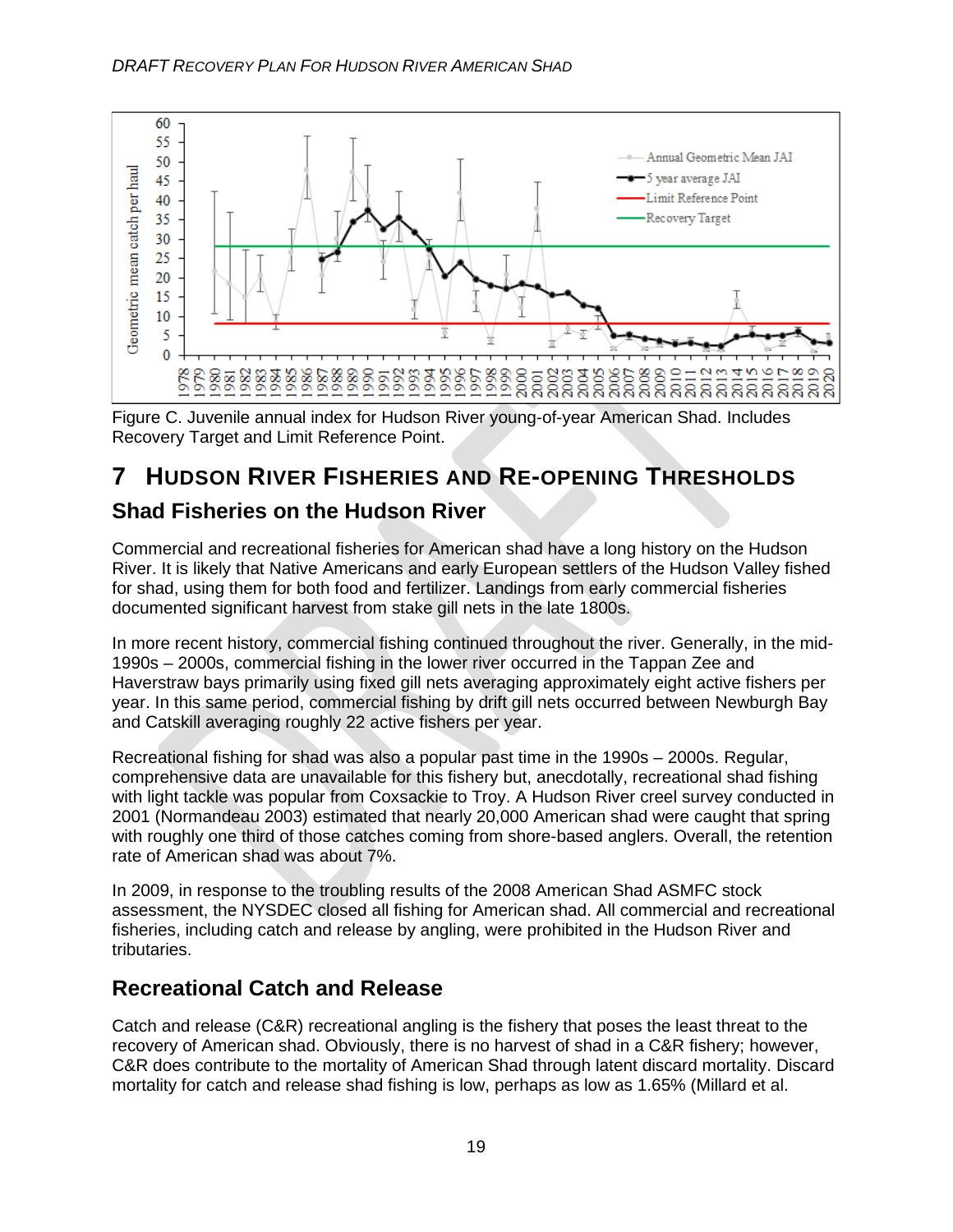Figure C. Juvenile annual index for Hudson River young-of-year American Shad. Includes Recovery Target and Limit Reference Point.

# 7 Hudson River Fisheries and Re-opening Thresholds

## Shad Fisheries on the Hudson River

Commercial and recreational fisheries for American shad have a long history on the Hudson River. It is likely that Native Americans and early European settlers of the Hudson Valley fished for shad, using them for both food and fertilizer. Landings from early commercial fisheries documented significant harvest from stake gill nets in the late 1800s.

In more recent history, commercial fishing continued throughout the river. Generally, in the mid-1990s – 2000s, commercial fishing in the lower river occurred in the Tappan Zee and Haverstraw bays primarily using fixed gill nets averaging approximately eight active fishers per year. In this same period, commercial fishing by drift gill nets occurred between Newburgh Bay and Catskill averaging roughly 22 active fishers per year.

Recreational fishing for shad was also a popular past time in the 1990s – 2000s. Regular, comprehensive data are unavailable for this fishery but, anecdotally, recreational shad fishing with light tackle was popular from Coxsackie to Troy. A Hudson River creel survey conducted in 2001 (Normandeau 2003) estimated that nearly 20,000 American shad were caught that spring with roughly one third of those catches coming from shore-based anglers. Overall, the retention rate of American shad was about 7%.

In 2009, in response to the troubling results of the 2008 American Shad ASMFC stock assessment, the NYSDEC closed all fishing for American shad. All commercial and recreational fisheries, including catch and release by angling, were prohibited in the Hudson River and tributaries.

## Recreational Catch and Release

Catch and release (C&R) recreational angling is the fishery that poses the least threat to the recovery of American shad. Obviously, there is no harvest of shad in a C&R fishery; however, C&R does contribute to the mortality of American Shad through latent discard mortality. Discard mortality for catch and release shad fishing is low, perhaps as low as 1.65% (Millard et al.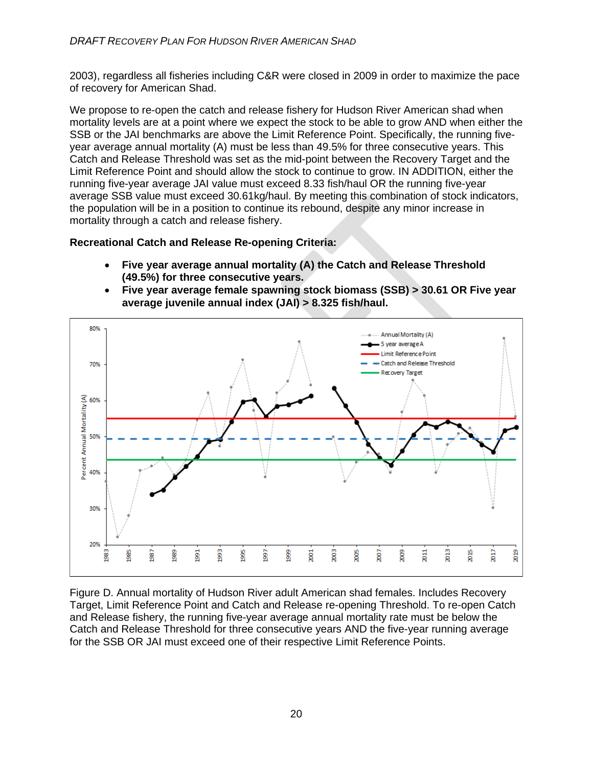2003), regardless all fisheries including C&R were closed in 2009 in order to maximize the pace of recovery for American Shad.

We propose to re-open the catch and release fishery for Hudson River American shad when mortality levels are at a point where we expect the stock to be able to grow AND when either the SSB or the JAI benchmarks are above the Limit Reference Point. Specifically, the running five-year average annual mortality (A) must be less than 49.5% for three consecutive years. This Catch and Release Threshold was set as the mid-point between the Recovery Target and the Limit Reference Point and should allow the stock to continue to grow. IN ADDITION, either the running five-year average JAI value must exceed 8.33 fish/haul OR the running five-year average SSB value must exceed 30.61kg/haul. By meeting this combination of stock indicators, the population will be in a position to continue its rebound, despite any minor increase in mortality through a catch and release fishery.

**Recreational Catch and Release Re-opening Criteria:**

- **Five year average annual mortality (A) the Catch and Release Threshold (49.5%) for three consecutive years.**
- **Five year average female spawning stock biomass (SSB) > 30.61 OR Five year average juvenile annual index (JAI) > 8.325 fish/haul.**

Figure D. Annual mortality of Hudson River adult American shad females. Includes Recovery Target, Limit Reference Point and Catch and Release re-opening Threshold. To re-open Catch and Release fishery, the running five-year average annual mortality rate must be below the Catch and Release Threshold for three consecutive years AND the five-year running average for the SSB OR JAI must exceed one of their respective Limit Reference Points.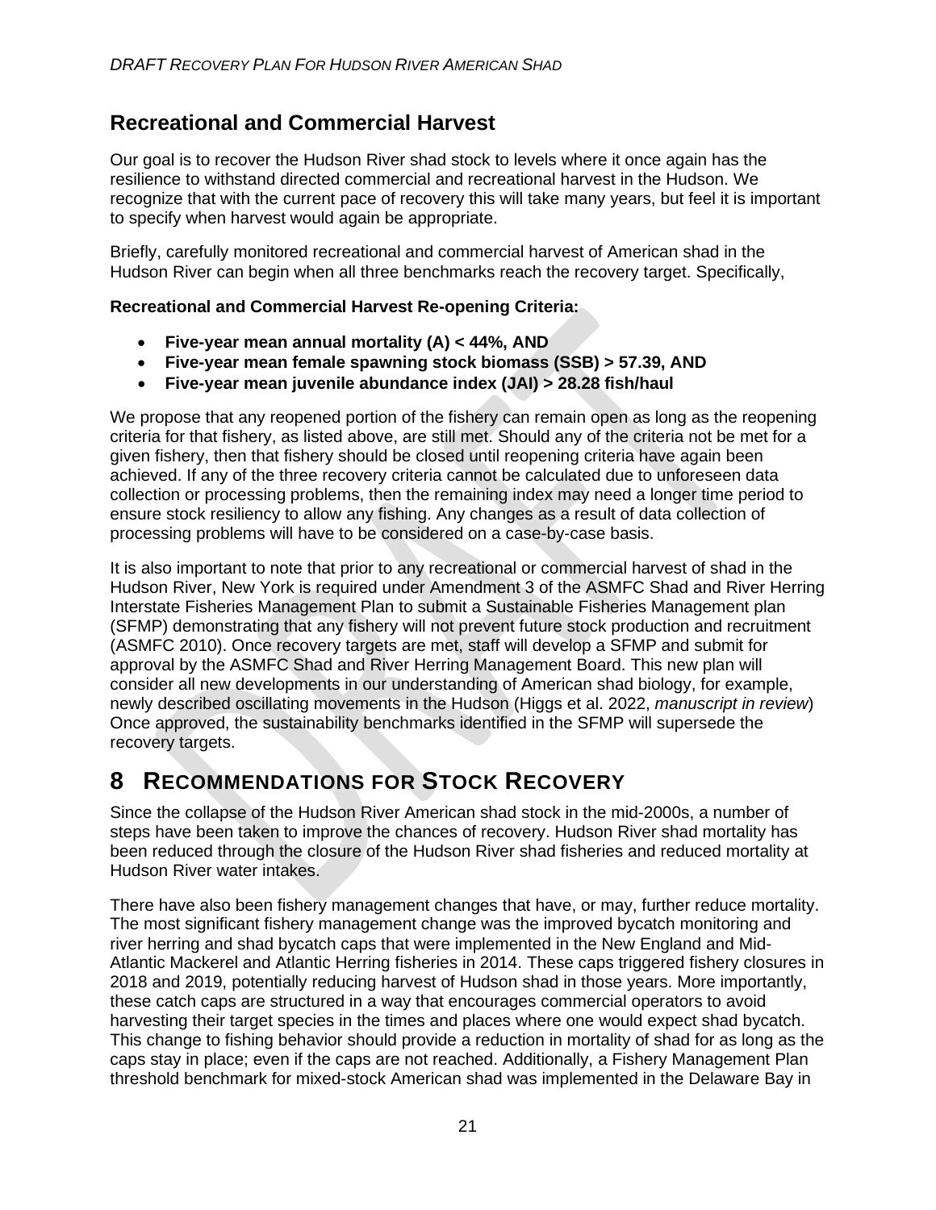## Recreational and Commercial Harvest

Our goal is to recover the Hudson River shad stock to levels where it once again has the resilience to withstand directed commercial and recreational harvest in the Hudson. We recognize that with the current pace of recovery this will take many years, but feel it is important to specify when harvest would again be appropriate.

Briefly, carefully monitored recreational and commercial harvest of American shad in the Hudson River can begin when all three benchmarks reach the recovery target. Specifically,

**Recreational and Commercial Harvest Re-opening Criteria:**

- **Five-year mean annual mortality (A) < 44%, AND**
- **Five-year mean female spawning stock biomass (SSB) > 57.39, AND**
- **Five-year mean juvenile abundance index (JAI) > 28.28 fish/haul**

We propose that any reopened portion of the fishery can remain open as long as the reopening criteria for that fishery, as listed above, are still met. Should any of the criteria not be met for a given fishery, then that fishery should be closed until reopening criteria have again been achieved. If any of the three recovery criteria cannot be calculated due to unforeseen data collection or processing problems, then the remaining index may need a longer time period to ensure stock resiliency to allow any fishing. Any changes as a result of data collection of processing problems will have to be considered on a case-by-case basis.

It is also important to note that prior to any recreational or commercial harvest of shad in the Hudson River, New York is required under Amendment 3 of the ASMFC Shad and River Herring Interstate Fisheries Management Plan to submit a Sustainable Fisheries Management plan (SFMP) demonstrating that any fishery will not prevent future stock production and recruitment (ASMFC 2010). Once recovery targets are met, staff will develop a SFMP and submit for approval by the ASMFC Shad and River Herring Management Board. This new plan will consider all new developments in our understanding of American shad biology, for example, newly described oscillating movements in the Hudson (Higgs et al. 2022, *manuscript in review*) Once approved, the sustainability benchmarks identified in the SFMP will supersede the recovery targets.

# 8 Recommendations for Stock Recovery

Since the collapse of the Hudson River American shad stock in the mid-2000s, a number of steps have been taken to improve the chances of recovery. Hudson River shad mortality has been reduced through the closure of the Hudson River shad fisheries and reduced mortality at Hudson River water intakes.

There have also been fishery management changes that have, or may, further reduce mortality. The most significant fishery management change was the improved bycatch monitoring and river herring and shad bycatch caps that were implemented in the New England and Mid-Atlantic Mackerel and Atlantic Herring fisheries in 2014. These caps triggered fishery closures in 2018 and 2019, potentially reducing harvest of Hudson shad in those years. More importantly, these catch caps are structured in a way that encourages commercial operators to avoid harvesting their target species in the times and places where one would expect shad bycatch. This change to fishing behavior should provide a reduction in mortality of shad for as long as the caps stay in place; even if the caps are not reached. Additionally, a Fishery Management Plan threshold benchmark for mixed-stock American shad was implemented in the Delaware Bay in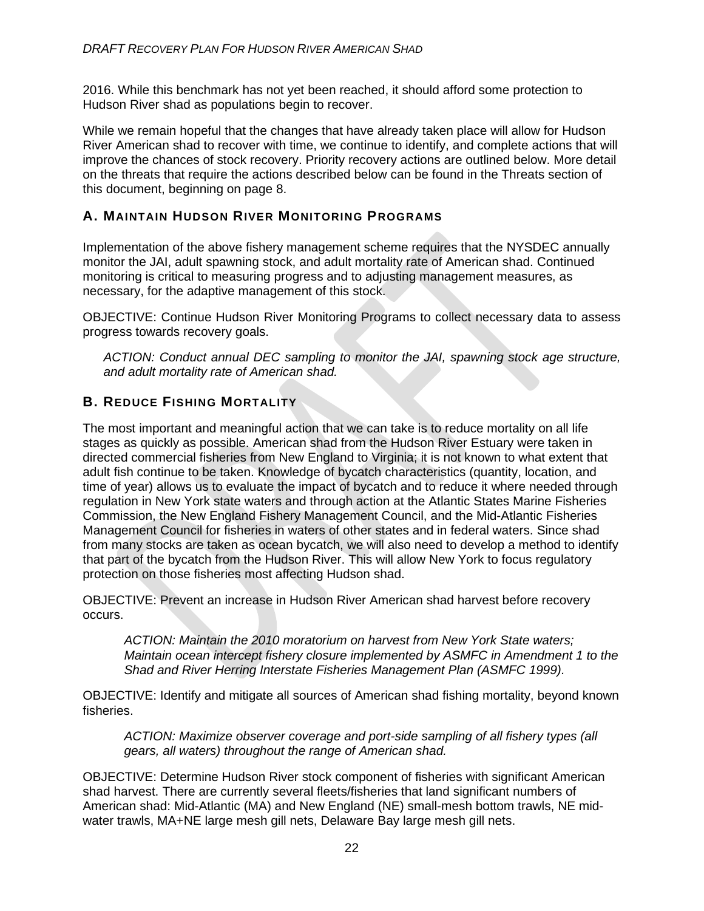2016. While this benchmark has not yet been reached, it should afford some protection to Hudson River shad as populations begin to recover.

While we remain hopeful that the changes that have already taken place will allow for Hudson River American shad to recover with time, we continue to identify, and complete actions that will improve the chances of stock recovery. Priority recovery actions are outlined below. More detail on the threats that require the actions described below can be found in the Threats section of this document, beginning on page 8.

## A. Maintain Hudson River Monitoring Programs

Implementation of the above fishery management scheme requires that the NYSDEC annually monitor the JAI, adult spawning stock, and adult mortality rate of American shad. Continued monitoring is critical to measuring progress and to adjusting management measures, as necessary, for the adaptive management of this stock.

OBJECTIVE: Continue Hudson River Monitoring Programs to collect necessary data to assess progress towards recovery goals.

*ACTION: Conduct annual DEC sampling to monitor the JAI, spawning stock age structure, and adult mortality rate of American shad.*

## B. Reduce Fishing Mortality

The most important and meaningful action that we can take is to reduce mortality on all life stages as quickly as possible. American shad from the Hudson River Estuary were taken in directed commercial fisheries from New England to Virginia; it is not known to what extent that adult fish continue to be taken. Knowledge of bycatch characteristics (quantity, location, and time of year) allows us to evaluate the impact of bycatch and to reduce it where needed through regulation in New York state waters and through action at the Atlantic States Marine Fisheries Commission, the New England Fishery Management Council, and the Mid-Atlantic Fisheries Management Council for fisheries in waters of other states and in federal waters. Since shad from many stocks are taken as ocean bycatch, we will also need to develop a method to identify that part of the bycatch from the Hudson River. This will allow New York to focus regulatory protection on those fisheries most affecting Hudson shad.

OBJECTIVE: Prevent an increase in Hudson River American shad harvest before recovery occurs.

*ACTION: Maintain the 2010 moratorium on harvest from New York State waters; Maintain ocean intercept fishery closure implemented by ASMFC in Amendment 1 to the Shad and River Herring Interstate Fisheries Management Plan (ASMFC 1999).*

OBJECTIVE: Identify and mitigate all sources of American shad fishing mortality, beyond known fisheries.

*ACTION: Maximize observer coverage and port-side sampling of all fishery types (all gears, all waters) throughout the range of American shad.*

OBJECTIVE: Determine Hudson River stock component of fisheries with significant American shad harvest. There are currently several fleets/fisheries that land significant numbers of American shad: Mid-Atlantic (MA) and New England (NE) small-mesh bottom trawls, NE mid-water trawls, MA+NE large mesh gill nets, Delaware Bay large mesh gill nets.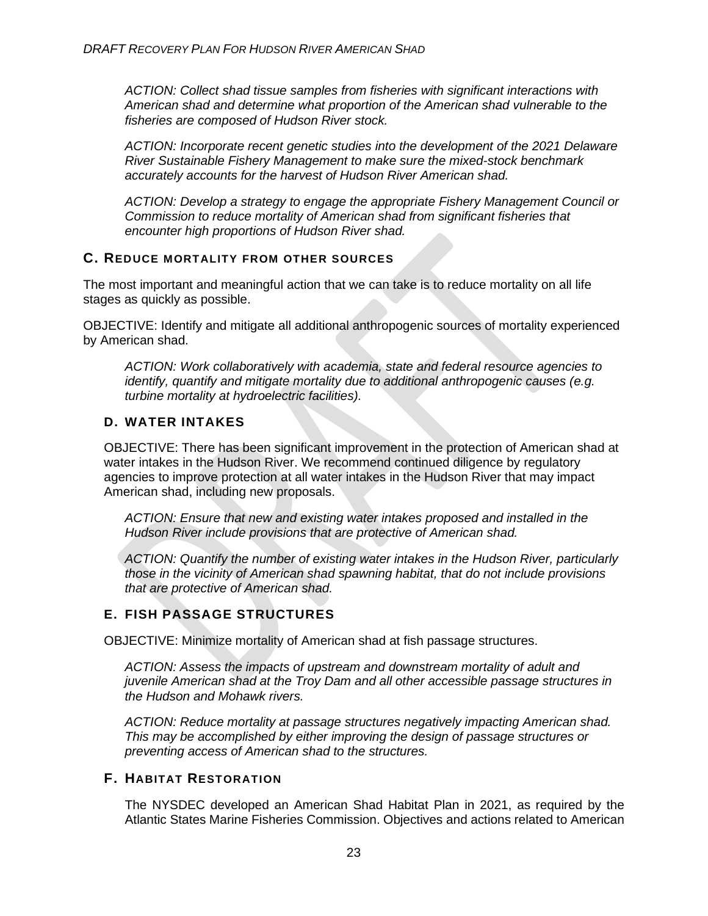*ACTION: Collect shad tissue samples from fisheries with significant interactions with American shad and determine what proportion of the American shad vulnerable to the fisheries are composed of Hudson River stock.*

*ACTION: Incorporate recent genetic studies into the development of the 2021 Delaware River Sustainable Fishery Management to make sure the mixed-stock benchmark accurately accounts for the harvest of Hudson River American shad.*

*ACTION: Develop a strategy to engage the appropriate Fishery Management Council or Commission to reduce mortality of American shad from significant fisheries that encounter high proportions of Hudson River shad.*

## C. REDUCE MORTALITY FROM OTHER SOURCES

The most important and meaningful action that we can take is to reduce mortality on all life stages as quickly as possible.

OBJECTIVE: Identify and mitigate all additional anthropogenic sources of mortality experienced by American shad.

*ACTION: Work collaboratively with academia, state and federal resource agencies to identify, quantify and mitigate mortality due to additional anthropogenic causes (e.g. turbine mortality at hydroelectric facilities).*

## D. WATER INTAKES

OBJECTIVE: There has been significant improvement in the protection of American shad at water intakes in the Hudson River. We recommend continued diligence by regulatory agencies to improve protection at all water intakes in the Hudson River that may impact American shad, including new proposals.

*ACTION: Ensure that new and existing water intakes proposed and installed in the Hudson River include provisions that are protective of American shad.*

*ACTION: Quantify the number of existing water intakes in the Hudson River, particularly those in the vicinity of American shad spawning habitat, that do not include provisions that are protective of American shad.*

## E. FISH PASSAGE STRUCTURES

OBJECTIVE: Minimize mortality of American shad at fish passage structures.

*ACTION: Assess the impacts of upstream and downstream mortality of adult and juvenile American shad at the Troy Dam and all other accessible passage structures in the Hudson and Mohawk rivers.*

*ACTION: Reduce mortality at passage structures negatively impacting American shad. This may be accomplished by either improving the design of passage structures or preventing access of American shad to the structures.*

## F. HABITAT RESTORATION

The NYSDEC developed an American Shad Habitat Plan in 2021, as required by the Atlantic States Marine Fisheries Commission. Objectives and actions related to American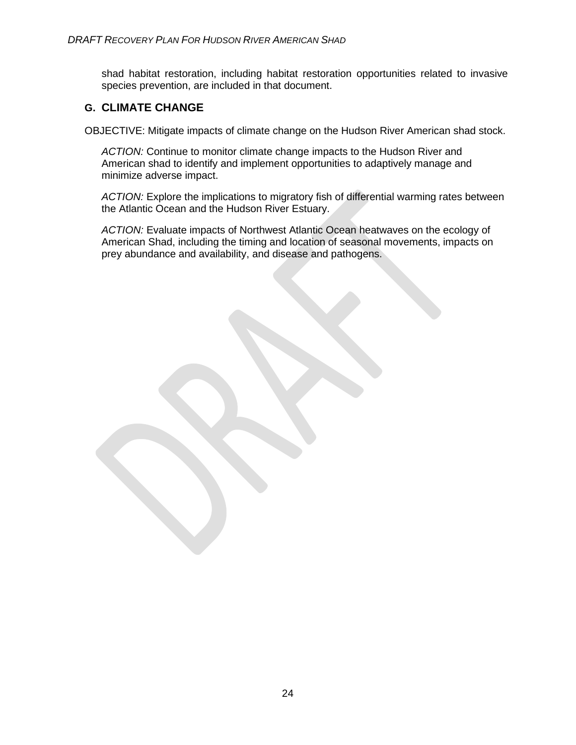shad habitat restoration, including habitat restoration opportunities related to invasive species prevention, are included in that document.

## G. CLIMATE CHANGE

OBJECTIVE: Mitigate impacts of climate change on the Hudson River American shad stock.

*ACTION:* Continue to monitor climate change impacts to the Hudson River and American shad to identify and implement opportunities to adaptively manage and minimize adverse impact.

*ACTION:* Explore the implications to migratory fish of differential warming rates between the Atlantic Ocean and the Hudson River Estuary.

*ACTION:* Evaluate impacts of Northwest Atlantic Ocean heatwaves on the ecology of American Shad, including the timing and location of seasonal movements, impacts on prey abundance and availability, and disease and pathogens.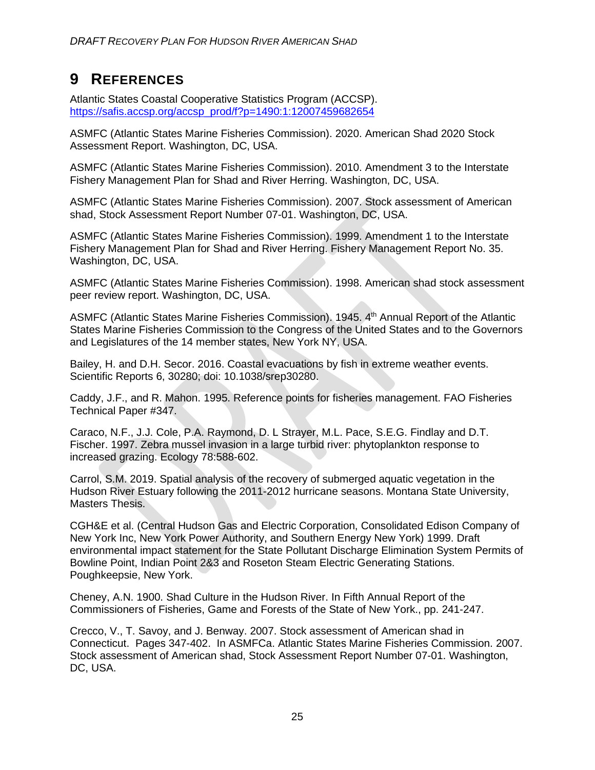# 9 REFERENCES

Atlantic States Coastal Cooperative Statistics Program (ACCSP). https://safis.accsp.org/accsp_prod/f?p=1490:1:12007459682654

ASMFC (Atlantic States Marine Fisheries Commission). 2020. American Shad 2020 Stock Assessment Report. Washington, DC, USA.

ASMFC (Atlantic States Marine Fisheries Commission). 2010. Amendment 3 to the Interstate Fishery Management Plan for Shad and River Herring. Washington, DC, USA.

ASMFC (Atlantic States Marine Fisheries Commission). 2007. Stock assessment of American shad, Stock Assessment Report Number 07-01. Washington, DC, USA.

ASMFC (Atlantic States Marine Fisheries Commission). 1999. Amendment 1 to the Interstate Fishery Management Plan for Shad and River Herring. Fishery Management Report No. 35. Washington, DC, USA.

ASMFC (Atlantic States Marine Fisheries Commission). 1998. American shad stock assessment peer review report. Washington, DC, USA.

ASMFC (Atlantic States Marine Fisheries Commission). 1945. 4th Annual Report of the Atlantic States Marine Fisheries Commission to the Congress of the United States and to the Governors and Legislatures of the 14 member states, New York NY, USA.

Bailey, H. and D.H. Secor. 2016. Coastal evacuations by fish in extreme weather events. Scientific Reports 6, 30280; doi: 10.1038/srep30280.

Caddy, J.F., and R. Mahon. 1995. Reference points for fisheries management. FAO Fisheries Technical Paper #347.

Caraco, N.F., J.J. Cole, P.A. Raymond, D. L Strayer, M.L. Pace, S.E.G. Findlay and D.T. Fischer. 1997. Zebra mussel invasion in a large turbid river: phytoplankton response to increased grazing. Ecology 78:588-602.

Carrol, S.M. 2019. Spatial analysis of the recovery of submerged aquatic vegetation in the Hudson River Estuary following the 2011-2012 hurricane seasons. Montana State University, Masters Thesis.

CGH&E et al. (Central Hudson Gas and Electric Corporation, Consolidated Edison Company of New York Inc, New York Power Authority, and Southern Energy New York) 1999. Draft environmental impact statement for the State Pollutant Discharge Elimination System Permits of Bowline Point, Indian Point 2&3 and Roseton Steam Electric Generating Stations. Poughkeepsie, New York.

Cheney, A.N. 1900. Shad Culture in the Hudson River. In Fifth Annual Report of the Commissioners of Fisheries, Game and Forests of the State of New York., pp. 241-247.

Crecco, V., T. Savoy, and J. Benway. 2007. Stock assessment of American shad in Connecticut. Pages 347-402. In ASMFCa. Atlantic States Marine Fisheries Commission. 2007. Stock assessment of American shad, Stock Assessment Report Number 07-01. Washington, DC, USA.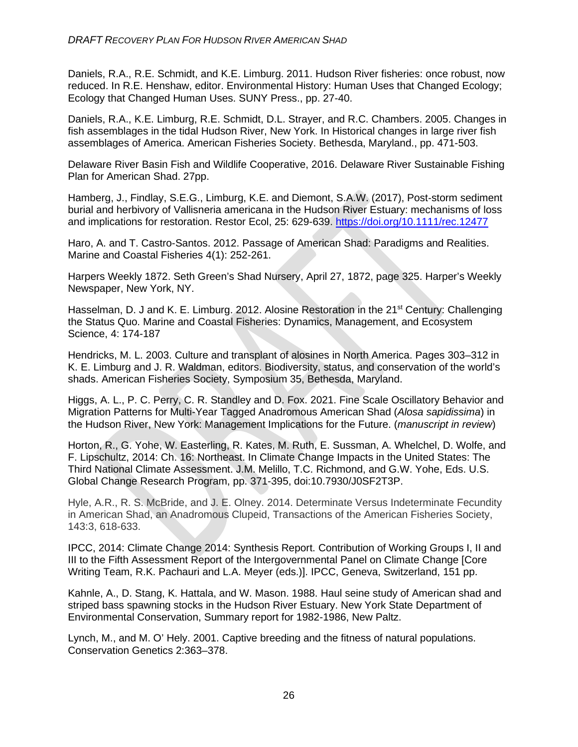Daniels, R.A., R.E. Schmidt, and K.E. Limburg. 2011. Hudson River fisheries: once robust, now reduced. In R.E. Henshaw, editor. Environmental History: Human Uses that Changed Ecology; Ecology that Changed Human Uses. SUNY Press., pp. 27-40.

Daniels, R.A., K.E. Limburg, R.E. Schmidt, D.L. Strayer, and R.C. Chambers. 2005. Changes in fish assemblages in the tidal Hudson River, New York. In Historical changes in large river fish assemblages of America. American Fisheries Society. Bethesda, Maryland., pp. 471-503.

Delaware River Basin Fish and Wildlife Cooperative, 2016. Delaware River Sustainable Fishing Plan for American Shad. 27pp.

Hamberg, J., Findlay, S.E.G., Limburg, K.E. and Diemont, S.A.W. (2017), Post-storm sediment burial and herbivory of Vallisneria americana in the Hudson River Estuary: mechanisms of loss and implications for restoration. Restor Ecol, 25: 629-639. https://doi.org/10.1111/rec.12477

Haro, A. and T. Castro-Santos. 2012. Passage of American Shad: Paradigms and Realities. Marine and Coastal Fisheries 4(1): 252-261.

Harpers Weekly 1872. Seth Green's Shad Nursery, April 27, 1872, page 325. Harper's Weekly Newspaper, New York, NY.

Hasselman, D. J and K. E. Limburg. 2012. Alosine Restoration in the 21st Century: Challenging the Status Quo. Marine and Coastal Fisheries: Dynamics, Management, and Ecosystem Science, 4: 174-187

Hendricks, M. L. 2003. Culture and transplant of alosines in North America. Pages 303–312 in K. E. Limburg and J. R. Waldman, editors. Biodiversity, status, and conservation of the world's shads. American Fisheries Society, Symposium 35, Bethesda, Maryland.

Higgs, A. L., P. C. Perry, C. R. Standley and D. Fox. 2021. Fine Scale Oscillatory Behavior and Migration Patterns for Multi-Year Tagged Anadromous American Shad (*Alosa sapidissima*) in the Hudson River, New York: Management Implications for the Future. (*manuscript in review*)

Horton, R., G. Yohe, W. Easterling, R. Kates, M. Ruth, E. Sussman, A. Whelchel, D. Wolfe, and F. Lipschultz, 2014: Ch. 16: Northeast. In Climate Change Impacts in the United States: The Third National Climate Assessment. J.M. Melillo, T.C. Richmond, and G.W. Yohe, Eds. U.S. Global Change Research Program, pp. 371-395, doi:10.7930/J0SF2T3P.

Hyle, A.R., R. S. McBride, and J. E. Olney. 2014. Determinate Versus Indeterminate Fecundity in American Shad, an Anadromous Clupeid, Transactions of the American Fisheries Society, 143:3, 618-633.

IPCC, 2014: Climate Change 2014: Synthesis Report. Contribution of Working Groups I, II and III to the Fifth Assessment Report of the Intergovernmental Panel on Climate Change [Core Writing Team, R.K. Pachauri and L.A. Meyer (eds.)]. IPCC, Geneva, Switzerland, 151 pp.

Kahnle, A., D. Stang, K. Hattala, and W. Mason. 1988. Haul seine study of American shad and striped bass spawning stocks in the Hudson River Estuary. New York State Department of Environmental Conservation, Summary report for 1982-1986, New Paltz.

Lynch, M., and M. O' Hely. 2001. Captive breeding and the fitness of natural populations. Conservation Genetics 2:363–378.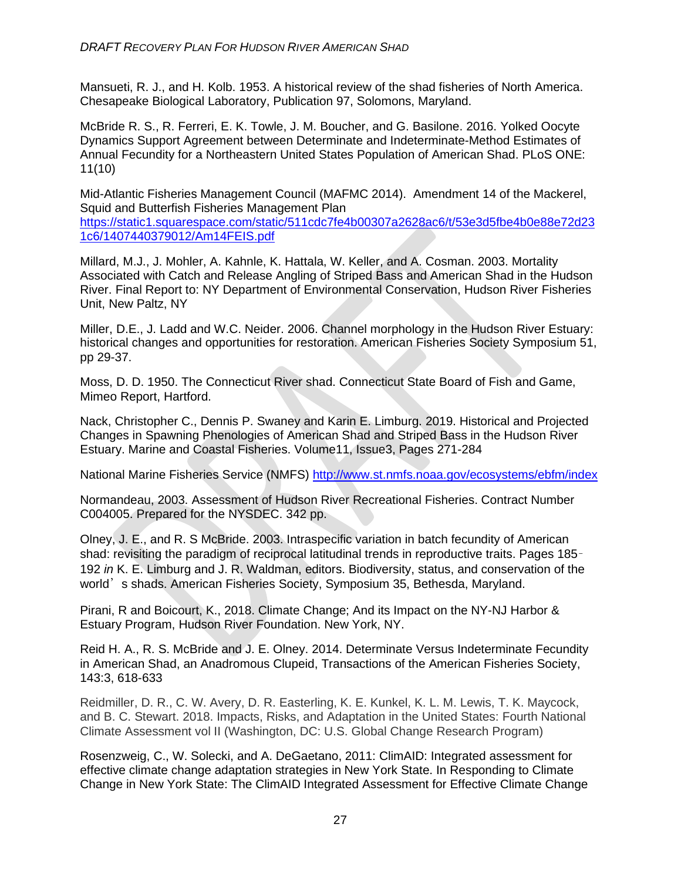Mansueti, R. J., and H. Kolb. 1953. A historical review of the shad fisheries of North America. Chesapeake Biological Laboratory, Publication 97, Solomons, Maryland.

McBride R. S., R. Ferreri, E. K. Towle, J. M. Boucher, and G. Basilone. 2016. Yolked Oocyte Dynamics Support Agreement between Determinate and Indeterminate-Method Estimates of Annual Fecundity for a Northeastern United States Population of American Shad. PLoS ONE: 11(10)

Mid-Atlantic Fisheries Management Council (MAFMC 2014). Amendment 14 of the Mackerel, Squid and Butterfish Fisheries Management Plan https://static1.squarespace.com/static/511cdc7fe4b00307a2628ac6/t/53e3d5fbe4b0e88e72d231c6/1407440379012/Am14FEIS.pdf

Millard, M.J., J. Mohler, A. Kahnle, K. Hattala, W. Keller, and A. Cosman. 2003. Mortality Associated with Catch and Release Angling of Striped Bass and American Shad in the Hudson River. Final Report to: NY Department of Environmental Conservation, Hudson River Fisheries Unit, New Paltz, NY

Miller, D.E., J. Ladd and W.C. Neider. 2006. Channel morphology in the Hudson River Estuary: historical changes and opportunities for restoration. American Fisheries Society Symposium 51, pp 29-37.

Moss, D. D. 1950. The Connecticut River shad. Connecticut State Board of Fish and Game, Mimeo Report, Hartford.

Nack, Christopher C., Dennis P. Swaney and Karin E. Limburg. 2019. Historical and Projected Changes in Spawning Phenologies of American Shad and Striped Bass in the Hudson River Estuary. Marine and Coastal Fisheries. Volume11, Issue3, Pages 271-284

National Marine Fisheries Service (NMFS) http://www.st.nmfs.noaa.gov/ecosystems/ebfm/index

Normandeau, 2003. Assessment of Hudson River Recreational Fisheries. Contract Number C004005. Prepared for the NYSDEC. 342 pp.

Olney, J. E., and R. S McBride. 2003. Intraspecific variation in batch fecundity of American shad: revisiting the paradigm of reciprocal latitudinal trends in reproductive traits. Pages 185-192 *in* K. E. Limburg and J. R. Waldman, editors. Biodiversity, status, and conservation of the world's shads. American Fisheries Society, Symposium 35, Bethesda, Maryland.

Pirani, R and Boicourt, K., 2018. Climate Change; And its Impact on the NY-NJ Harbor & Estuary Program, Hudson River Foundation. New York, NY.

Reid H. A., R. S. McBride and J. E. Olney. 2014. Determinate Versus Indeterminate Fecundity in American Shad, an Anadromous Clupeid, Transactions of the American Fisheries Society, 143:3, 618-633

Reidmiller, D. R., C. W. Avery, D. R. Easterling, K. E. Kunkel, K. L. M. Lewis, T. K. Maycock, and B. C. Stewart. 2018. Impacts, Risks, and Adaptation in the United States: Fourth National Climate Assessment vol II (Washington, DC: U.S. Global Change Research Program)

Rosenzweig, C., W. Solecki, and A. DeGaetano, 2011: ClimAID: Integrated assessment for effective climate change adaptation strategies in New York State. In Responding to Climate Change in New York State: The ClimAID Integrated Assessment for Effective Climate Change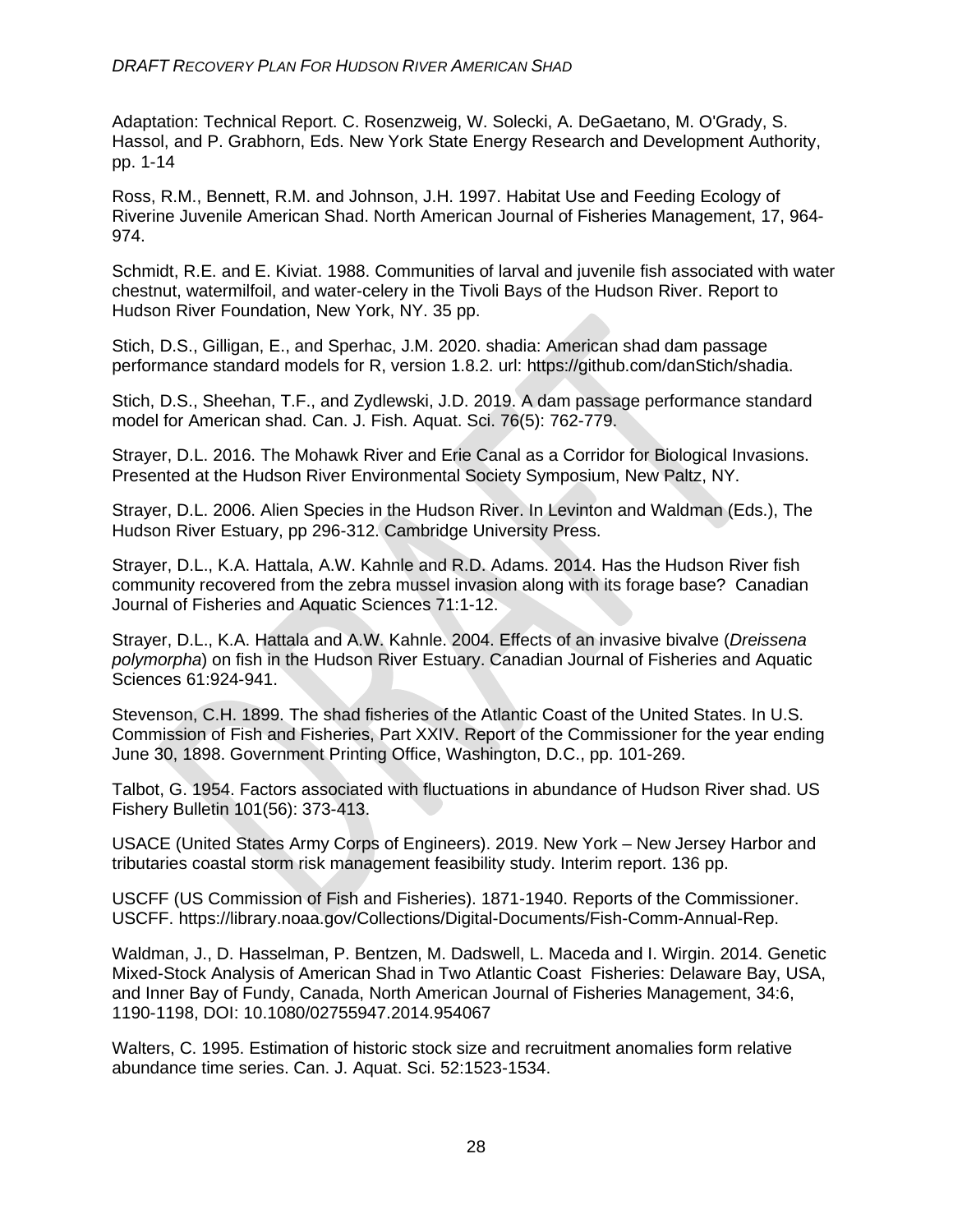Adaptation: Technical Report. C. Rosenzweig, W. Solecki, A. DeGaetano, M. O'Grady, S. Hassol, and P. Grabhorn, Eds. New York State Energy Research and Development Authority, pp. 1-14

Ross, R.M., Bennett, R.M. and Johnson, J.H. 1997. Habitat Use and Feeding Ecology of Riverine Juvenile American Shad. North American Journal of Fisheries Management, 17, 964-974.

Schmidt, R.E. and E. Kiviat. 1988. Communities of larval and juvenile fish associated with water chestnut, watermilfoil, and water-celery in the Tivoli Bays of the Hudson River. Report to Hudson River Foundation, New York, NY. 35 pp.

Stich, D.S., Gilligan, E., and Sperhac, J.M. 2020. shadia: American shad dam passage performance standard models for R, version 1.8.2. url: https://github.com/danStich/shadia.

Stich, D.S., Sheehan, T.F., and Zydlewski, J.D. 2019. A dam passage performance standard model for American shad. Can. J. Fish. Aquat. Sci. 76(5): 762-779.

Strayer, D.L. 2016. The Mohawk River and Erie Canal as a Corridor for Biological Invasions. Presented at the Hudson River Environmental Society Symposium, New Paltz, NY.

Strayer, D.L. 2006. Alien Species in the Hudson River. In Levinton and Waldman (Eds.), The Hudson River Estuary, pp 296-312. Cambridge University Press.

Strayer, D.L., K.A. Hattala, A.W. Kahnle and R.D. Adams. 2014. Has the Hudson River fish community recovered from the zebra mussel invasion along with its forage base? Canadian Journal of Fisheries and Aquatic Sciences 71:1-12.

Strayer, D.L., K.A. Hattala and A.W. Kahnle. 2004. Effects of an invasive bivalve (*Dreissena polymorpha*) on fish in the Hudson River Estuary. Canadian Journal of Fisheries and Aquatic Sciences 61:924-941.

Stevenson, C.H. 1899. The shad fisheries of the Atlantic Coast of the United States. In U.S. Commission of Fish and Fisheries, Part XXIV. Report of the Commissioner for the year ending June 30, 1898. Government Printing Office, Washington, D.C., pp. 101-269.

Talbot, G. 1954. Factors associated with fluctuations in abundance of Hudson River shad. US Fishery Bulletin 101(56): 373-413.

USACE (United States Army Corps of Engineers). 2019. New York – New Jersey Harbor and tributaries coastal storm risk management feasibility study. Interim report. 136 pp.

USCFF (US Commission of Fish and Fisheries). 1871-1940. Reports of the Commissioner. USCFF. https://library.noaa.gov/Collections/Digital-Documents/Fish-Comm-Annual-Rep.

Waldman, J., D. Hasselman, P. Bentzen, M. Dadswell, L. Maceda and I. Wirgin. 2014. Genetic Mixed-Stock Analysis of American Shad in Two Atlantic Coast Fisheries: Delaware Bay, USA, and Inner Bay of Fundy, Canada, North American Journal of Fisheries Management, 34:6, 1190-1198, DOI: 10.1080/02755947.2014.954067

Walters, C. 1995. Estimation of historic stock size and recruitment anomalies form relative abundance time series. Can. J. Aquat. Sci. 52:1523-1534.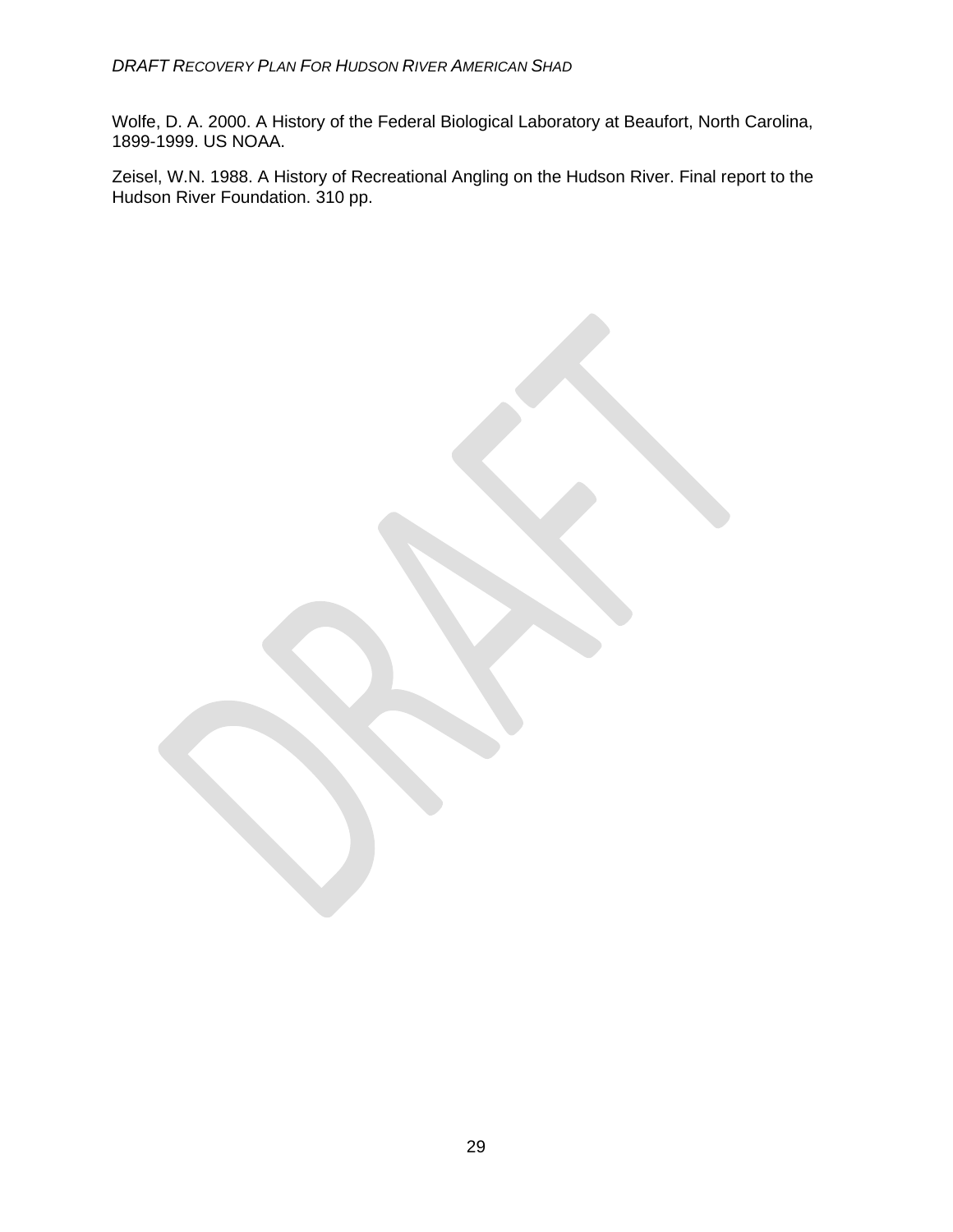Wolfe, D. A. 2000. A History of the Federal Biological Laboratory at Beaufort, North Carolina, 1899-1999. US NOAA.

Zeisel, W.N. 1988. A History of Recreational Angling on the Hudson River. Final report to the Hudson River Foundation. 310 pp.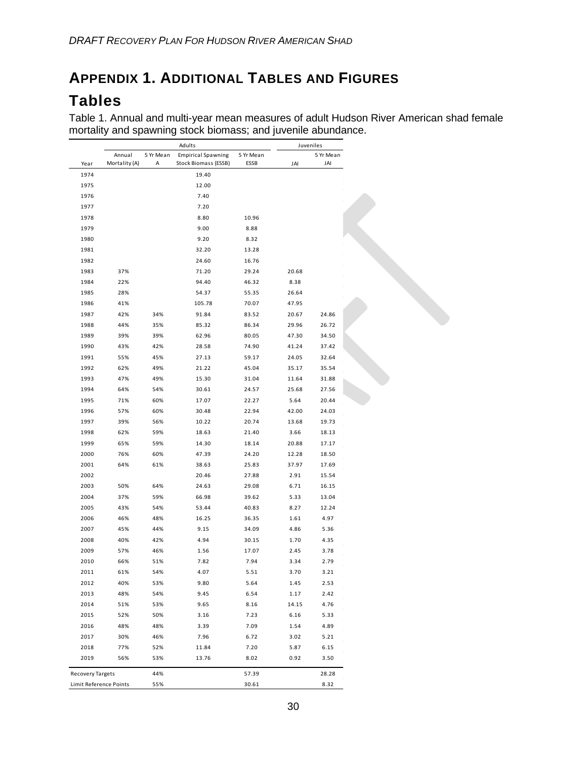# APPENDIX 1. ADDITIONAL TABLES AND FIGURES

## Tables

Table 1. Annual and multi-year mean measures of adult Hudson River American shad female mortality and spawning stock biomass; and juvenile abundance.

| | Adults | | | | Juveniles | |
|---|---|---|---|---|---|---|
| Year | Annual Mortality (A) | 5 Yr Mean A | Empirical Spawning Stock Biomass (ESSB) | 5 Yr Mean ESSB | JAI | 5 Yr Mean JAI |
| 1974 | | | 19.40 | | | |
| 1975 | | | 12.00 | | | |
| 1976 | | | 7.40 | | | |
| 1977 | | | 7.20 | | | |
| 1978 | | | 8.80 | 10.96 | | |
| 1979 | | | 9.00 | 8.88 | | |
| 1980 | | | 9.20 | 8.32 | | |
| 1981 | | | 32.20 | 13.28 | | |
| 1982 | | | 24.60 | 16.76 | | |
| 1983 | 37% | | 71.20 | 29.24 | 20.68 | |
| 1984 | 22% | | 94.40 | 46.32 | 8.38 | |
| 1985 | 28% | | 54.37 | 55.35 | 26.64 | |
| 1986 | 41% | | 105.78 | 70.07 | 47.95 | |
| 1987 | 42% | 34% | 91.84 | 83.52 | 20.67 | 24.86 |
| 1988 | 44% | 35% | 85.32 | 86.34 | 29.96 | 26.72 |
| 1989 | 39% | 39% | 62.96 | 80.05 | 47.30 | 34.50 |
| 1990 | 43% | 42% | 28.58 | 74.90 | 41.24 | 37.42 |
| 1991 | 55% | 45% | 27.13 | 59.17 | 24.05 | 32.64 |
| 1992 | 62% | 49% | 21.22 | 45.04 | 35.17 | 35.54 |
| 1993 | 47% | 49% | 15.30 | 31.04 | 11.64 | 31.88 |
| 1994 | 64% | 54% | 30.61 | 24.57 | 25.68 | 27.56 |
| 1995 | 71% | 60% | 17.07 | 22.27 | 5.64 | 20.44 |
| 1996 | 57% | 60% | 30.48 | 22.94 | 42.00 | 24.03 |
| 1997 | 39% | 56% | 10.22 | 20.74 | 13.68 | 19.73 |
| 1998 | 62% | 59% | 18.63 | 21.40 | 3.66 | 18.13 |
| 1999 | 65% | 59% | 14.30 | 18.14 | 20.88 | 17.17 |
| 2000 | 76% | 60% | 47.39 | 24.20 | 12.28 | 18.50 |
| 2001 | 64% | 61% | 38.63 | 25.83 | 37.97 | 17.69 |
| 2002 | | | 20.46 | 27.88 | 2.91 | 15.54 |
| 2003 | 50% | 64% | 24.63 | 29.08 | 6.71 | 16.15 |
| 2004 | 37% | 59% | 66.98 | 39.62 | 5.33 | 13.04 |
| 2005 | 43% | 54% | 53.44 | 40.83 | 8.27 | 12.24 |
| 2006 | 46% | 48% | 16.25 | 36.35 | 1.61 | 4.97 |
| 2007 | 45% | 44% | 9.15 | 34.09 | 4.86 | 5.36 |
| 2008 | 40% | 42% | 4.94 | 30.15 | 1.70 | 4.35 |
| 2009 | 57% | 46% | 1.56 | 17.07 | 2.45 | 3.78 |
| 2010 | 66% | 51% | 7.82 | 7.94 | 3.34 | 2.79 |
| 2011 | 61% | 54% | 4.07 | 5.51 | 3.70 | 3.21 |
| 2012 | 40% | 53% | 9.80 | 5.64 | 1.45 | 2.53 |
| 2013 | 48% | 54% | 9.45 | 6.54 | 1.17 | 2.42 |
| 2014 | 51% | 53% | 9.65 | 8.16 | 14.15 | 4.76 |
| 2015 | 52% | 50% | 3.16 | 7.23 | 6.16 | 5.33 |
| 2016 | 48% | 48% | 3.39 | 7.09 | 1.54 | 4.89 |
| 2017 | 30% | 46% | 7.96 | 6.72 | 3.02 | 5.21 |
| 2018 | 77% | 52% | 11.84 | 7.20 | 5.87 | 6.15 |
| 2019 | 56% | 53% | 13.76 | 8.02 | 0.92 | 3.50 |
| Recovery Targets | | 44% | | 57.39 | | 28.28 |
| Limit Reference Points | | 55% | | 30.61 | | 8.32 |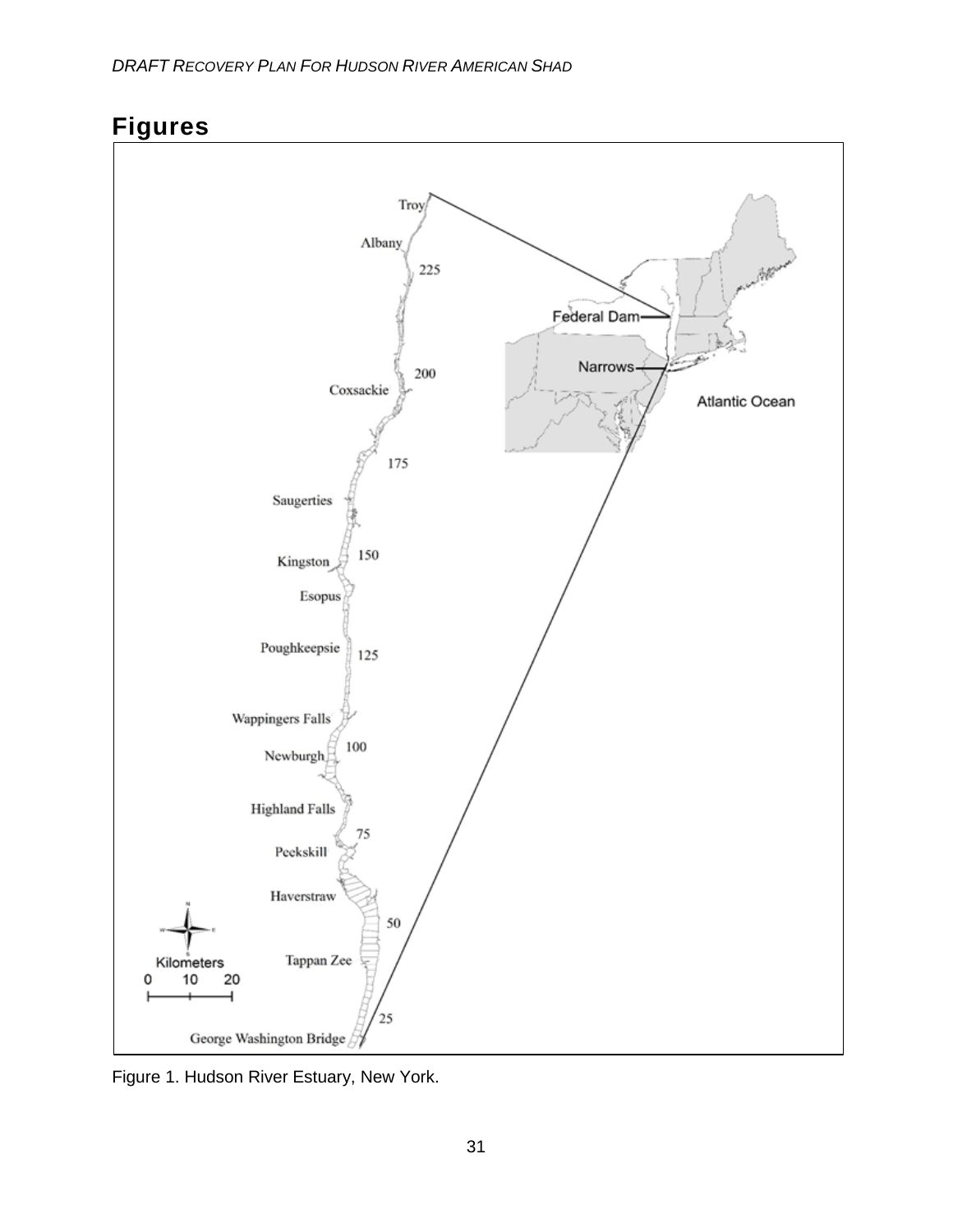# Figures

Figure 1. Hudson River Estuary, New York.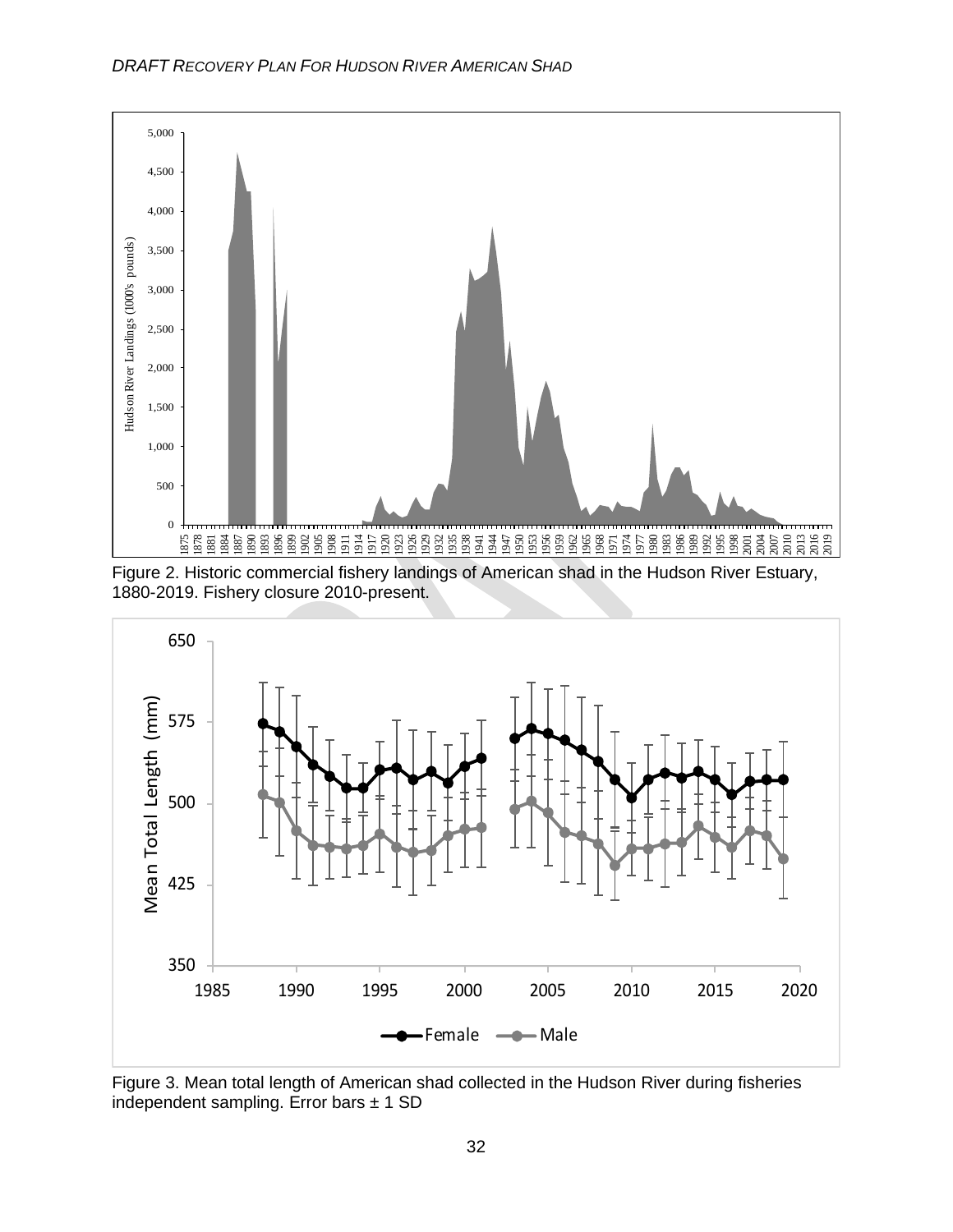Figure 2. Historic commercial fishery landings of American shad in the Hudson River Estuary, 1880-2019. Fishery closure 2010-present.

Figure 3. Mean total length of American shad collected in the Hudson River during fisheries independent sampling. Error bars ± 1 SD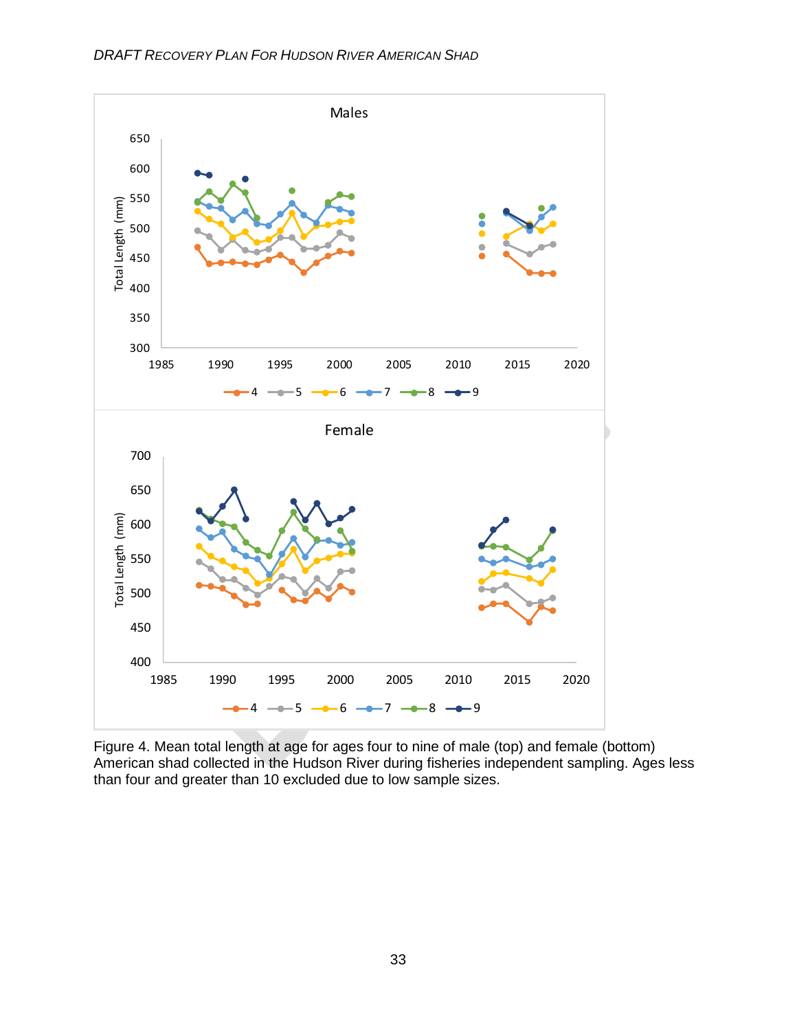Figure 4. Mean total length at age for ages four to nine of male (top) and female (bottom) American shad collected in the Hudson River during fisheries independent sampling. Ages less than four and greater than 10 excluded due to low sample sizes.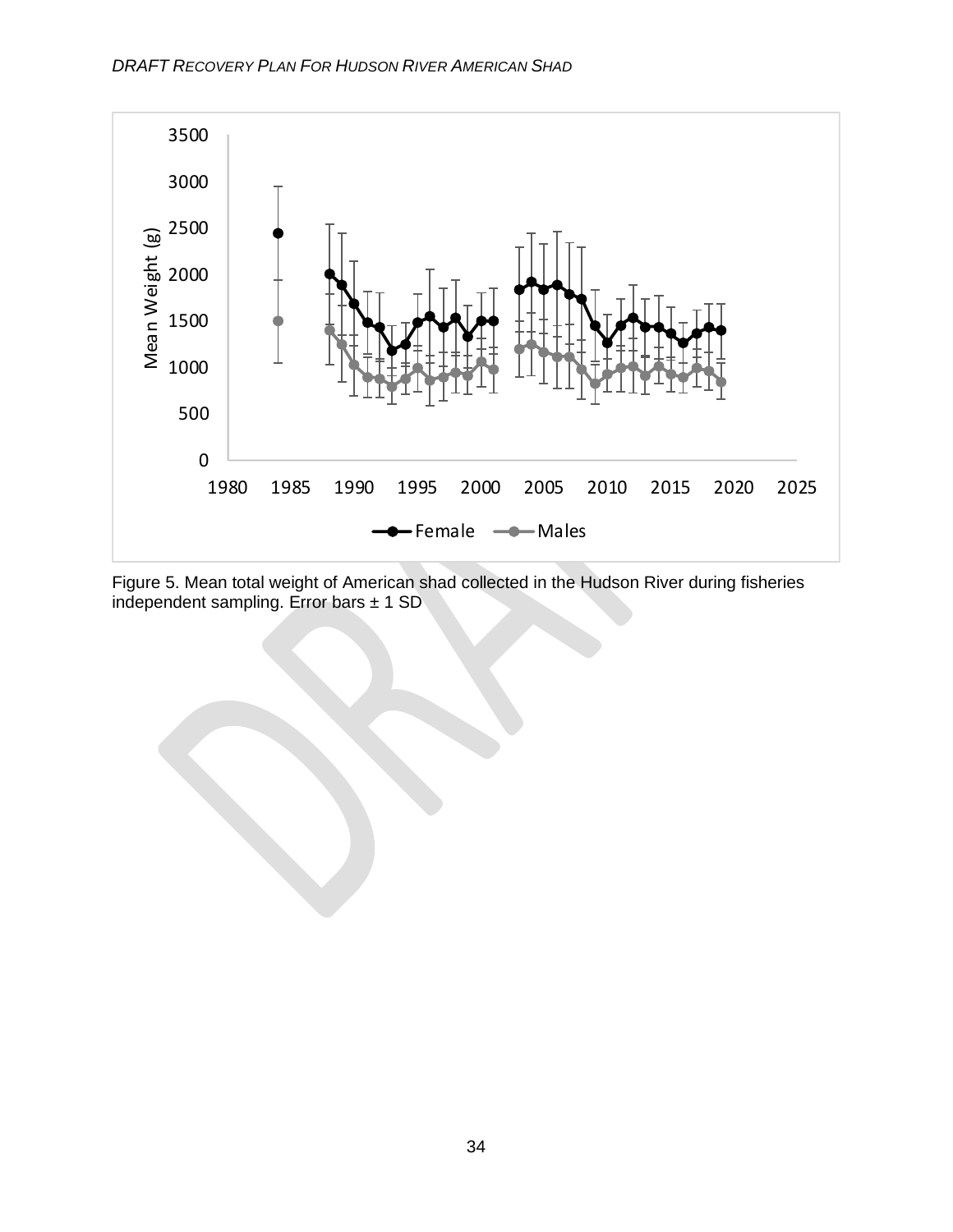Figure 5. Mean total weight of American shad collected in the Hudson River during fisheries independent sampling. Error bars ± 1 SD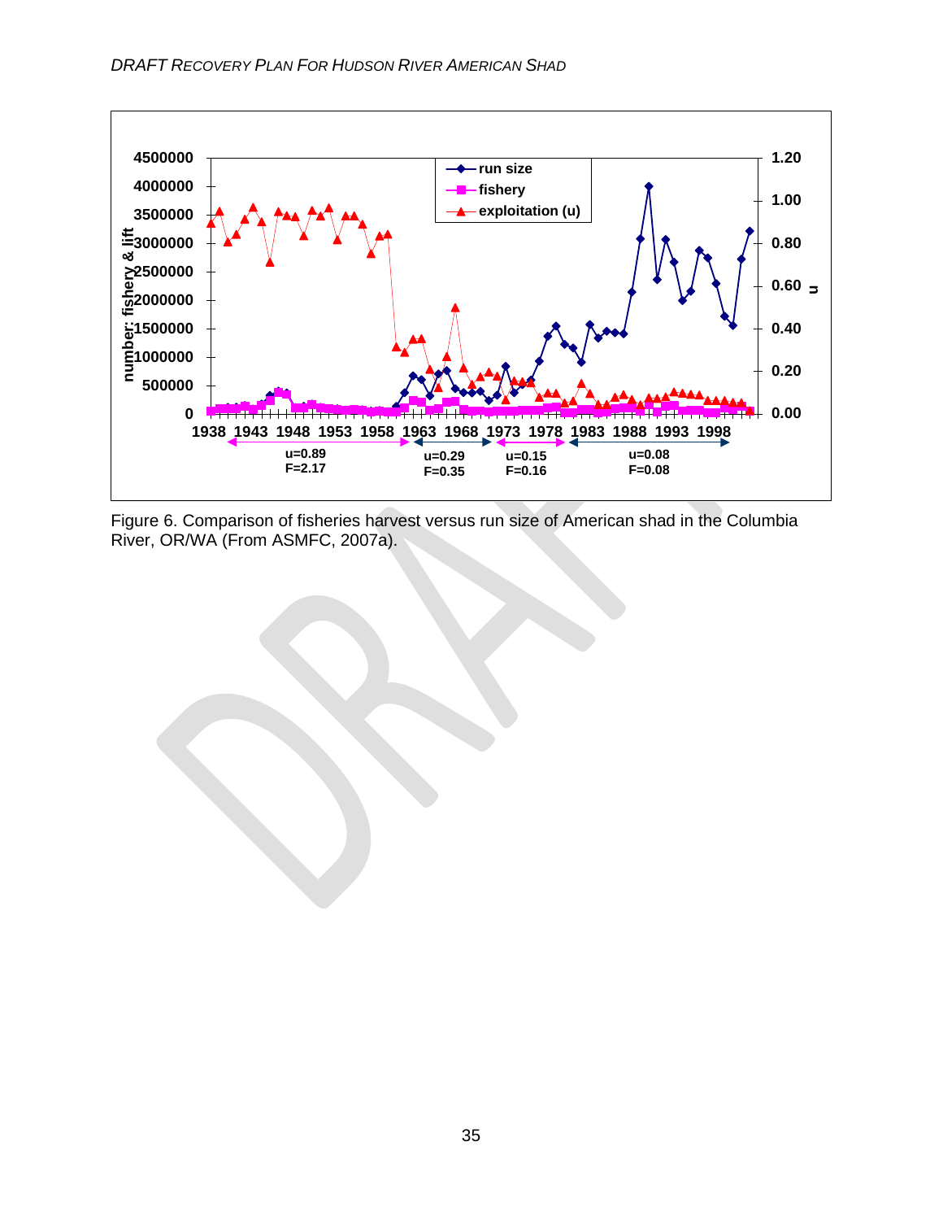4500000
4000000
3500000
3000000
2500000
2000000
1500000
1000000
500000
0

number: fishery & lift

1.20
1.00
0.80
0.60
0.40
0.20
0.00

u

run size
fishery
exploitation (u)

1938 1943 1948 1953 1958 1963 1968 1973 1978 1983 1988 1993 1998

u=0.89
F=2.17

u=0.29
F=0.35

u=0.15
F=0.16

u=0.08
F=0.08

Figure 6. Comparison of fisheries harvest versus run size of American shad in the Columbia River, OR/WA (From ASMFC, 2007a).